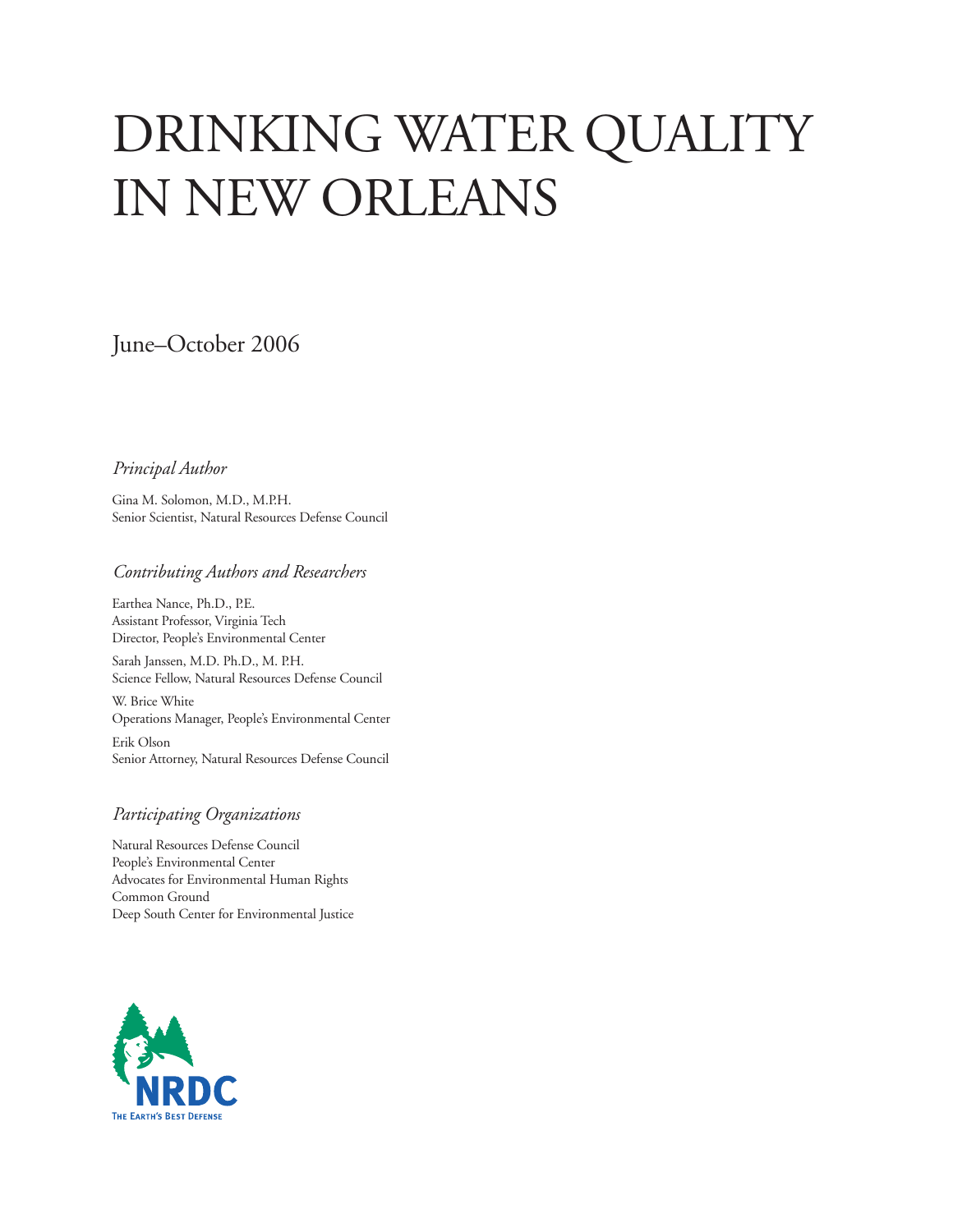# DRINKING WATER QUALITY IN NEW ORLEANS

June–October 2006

*Principal Author*

Gina M. Solomon, M.D., M.P.H.
Senior Scientist, Natural Resources Defense Council

*Contributing Authors and Researchers*

Earthea Nance, Ph.D., P.E.
Assistant Professor, Virginia Tech
Director, People's Environmental Center

Sarah Janssen, M.D. Ph.D., M. P.H.
Science Fellow, Natural Resources Defense Council

W. Brice White
Operations Manager, People's Environmental Center

Erik Olson
Senior Attorney, Natural Resources Defense Council

*Participating Organizations*

Natural Resources Defense Council
People's Environmental Center
Advocates for Environmental Human Rights
Common Ground
Deep South Center for Environmental Justice

NRDC
THE EARTH'S BEST DEFENSE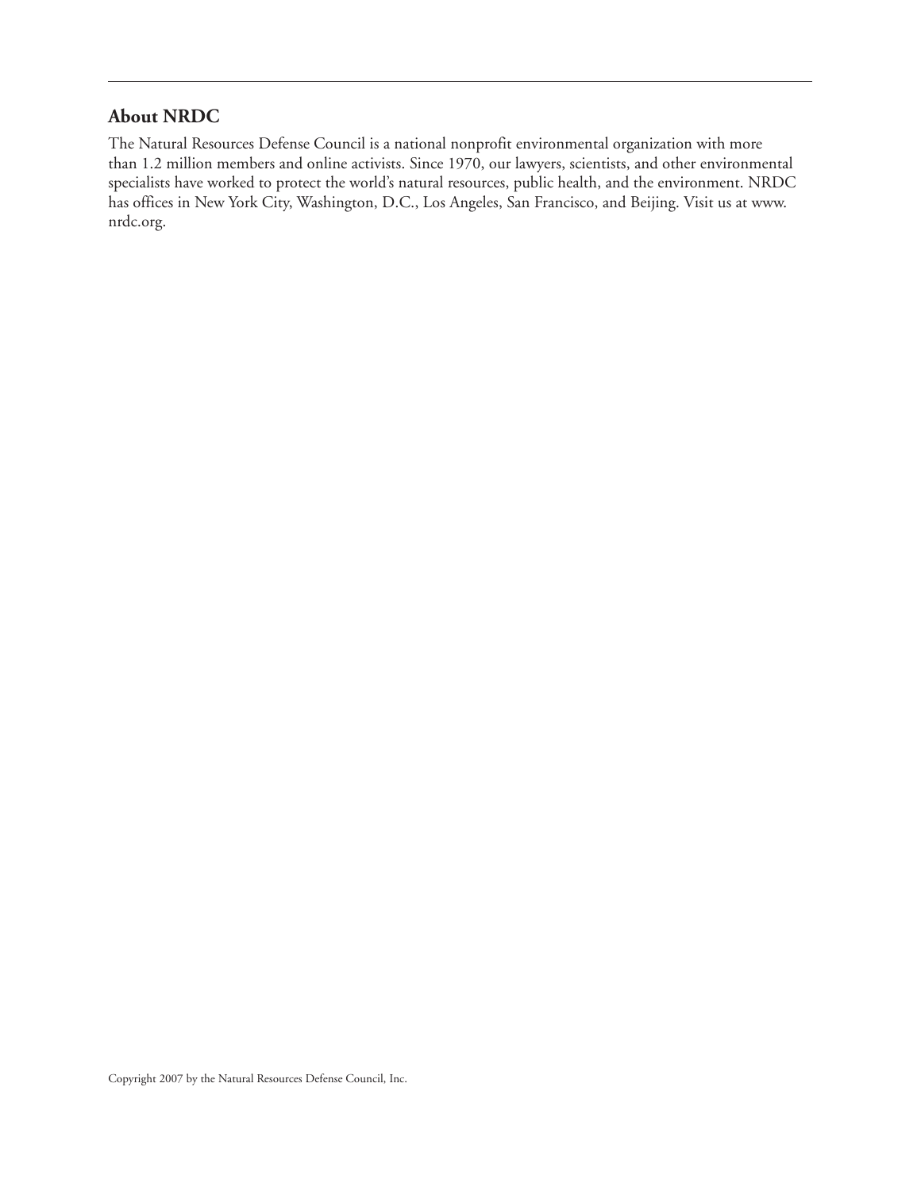## About NRDC

The Natural Resources Defense Council is a national nonprofit environmental organization with more than 1.2 million members and online activists. Since 1970, our lawyers, scientists, and other environmental specialists have worked to protect the world's natural resources, public health, and the environment. NRDC has offices in New York City, Washington, D.C., Los Angeles, San Francisco, and Beijing. Visit us at www.nrdc.org.

Copyright 2007 by the Natural Resources Defense Council, Inc.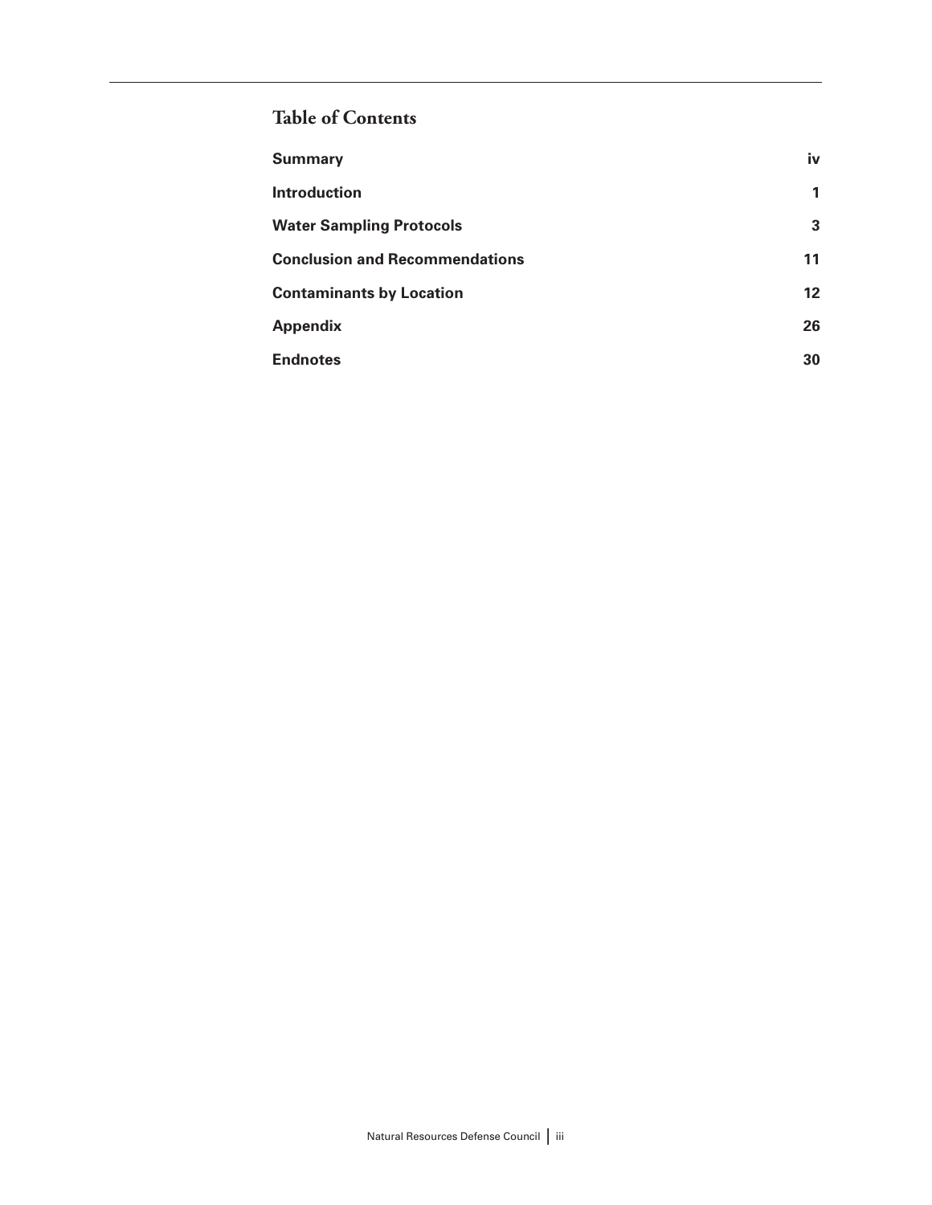## Table of Contents

| | |
|---|---|
| **Summary** | **iv** |
| **Introduction** | **1** |
| **Water Sampling Protocols** | **3** |
| **Conclusion and Recommendations** | **11** |
| **Contaminants by Location** | **12** |
| **Appendix** | **26** |
| **Endnotes** | **30** |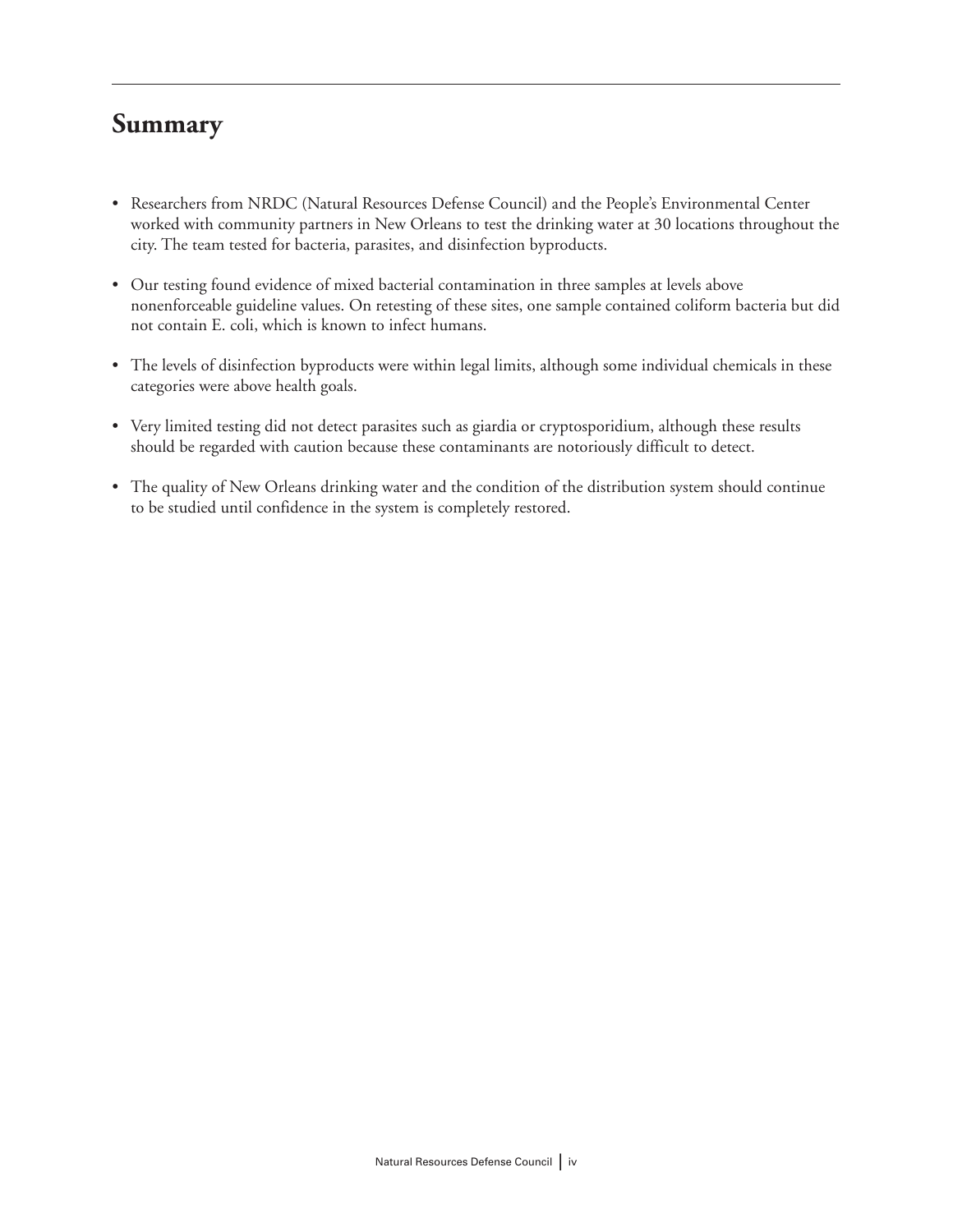## Summary

- Researchers from NRDC (Natural Resources Defense Council) and the People's Environmental Center worked with community partners in New Orleans to test the drinking water at 30 locations throughout the city. The team tested for bacteria, parasites, and disinfection byproducts.

- Our testing found evidence of mixed bacterial contamination in three samples at levels above nonenforceable guideline values. On retesting of these sites, one sample contained coliform bacteria but did not contain E. coli, which is known to infect humans.

- The levels of disinfection byproducts were within legal limits, although some individual chemicals in these categories were above health goals.

- Very limited testing did not detect parasites such as giardia or cryptosporidium, although these results should be regarded with caution because these contaminants are notoriously difficult to detect.

- The quality of New Orleans drinking water and the condition of the distribution system should continue to be studied until confidence in the system is completely restored.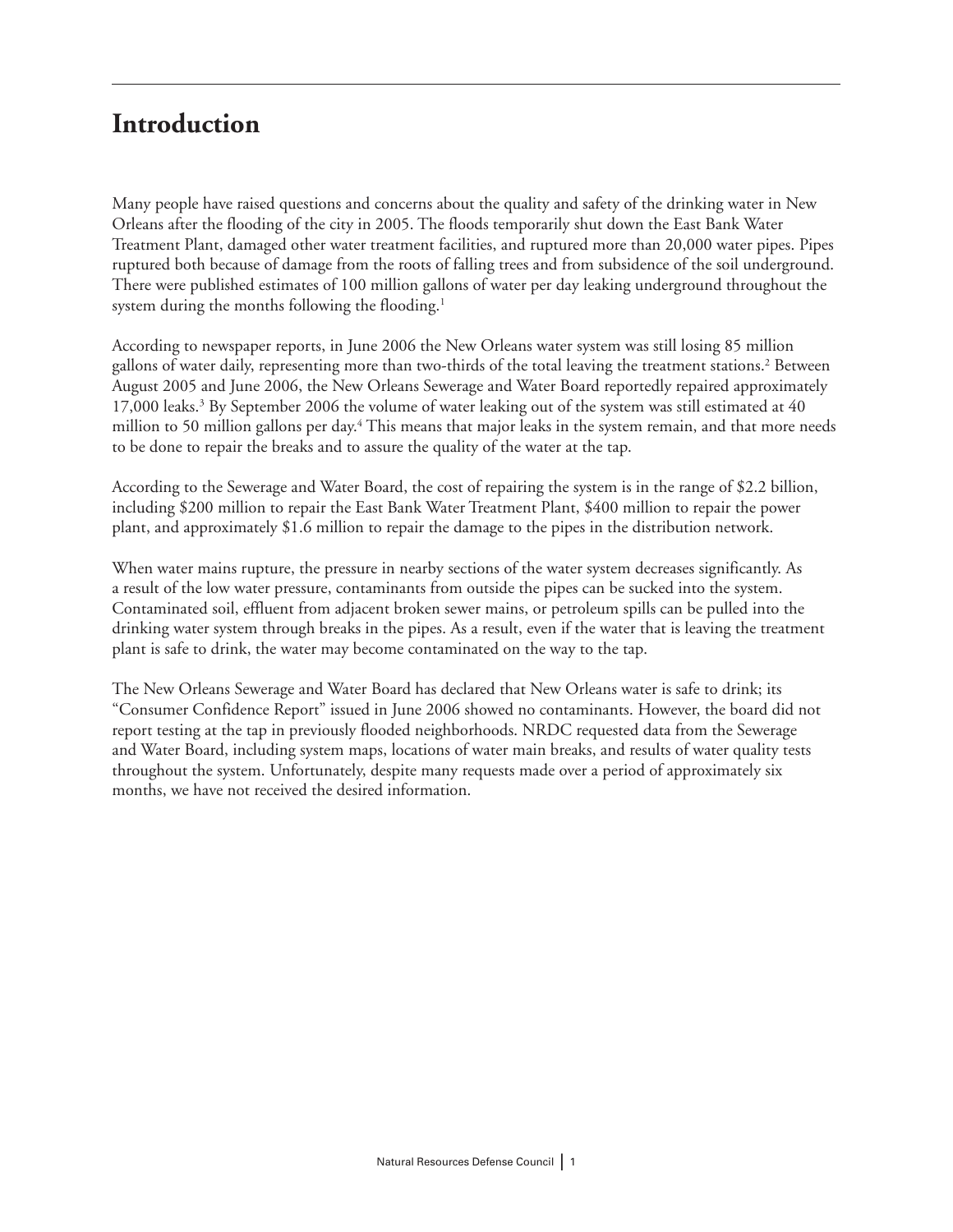# Introduction

Many people have raised questions and concerns about the quality and safety of the drinking water in New Orleans after the flooding of the city in 2005. The floods temporarily shut down the East Bank Water Treatment Plant, damaged other water treatment facilities, and ruptured more than 20,000 water pipes. Pipes ruptured both because of damage from the roots of falling trees and from subsidence of the soil underground. There were published estimates of 100 million gallons of water per day leaking underground throughout the system during the months following the flooding.[1]

According to newspaper reports, in June 2006 the New Orleans water system was still losing 85 million gallons of water daily, representing more than two-thirds of the total leaving the treatment stations.[2] Between August 2005 and June 2006, the New Orleans Sewerage and Water Board reportedly repaired approximately 17,000 leaks.[3] By September 2006 the volume of water leaking out of the system was still estimated at 40 million to 50 million gallons per day.[4] This means that major leaks in the system remain, and that more needs to be done to repair the breaks and to assure the quality of the water at the tap.

According to the Sewerage and Water Board, the cost of repairing the system is in the range of $2.2 billion, including $200 million to repair the East Bank Water Treatment Plant, $400 million to repair the power plant, and approximately $1.6 million to repair the damage to the pipes in the distribution network.

When water mains rupture, the pressure in nearby sections of the water system decreases significantly. As a result of the low water pressure, contaminants from outside the pipes can be sucked into the system. Contaminated soil, effluent from adjacent broken sewer mains, or petroleum spills can be pulled into the drinking water system through breaks in the pipes. As a result, even if the water that is leaving the treatment plant is safe to drink, the water may become contaminated on the way to the tap.

The New Orleans Sewerage and Water Board has declared that New Orleans water is safe to drink; its "Consumer Confidence Report" issued in June 2006 showed no contaminants. However, the board did not report testing at the tap in previously flooded neighborhoods. NRDC requested data from the Sewerage and Water Board, including system maps, locations of water main breaks, and results of water quality tests throughout the system. Unfortunately, despite many requests made over a period of approximately six months, we have not received the desired information.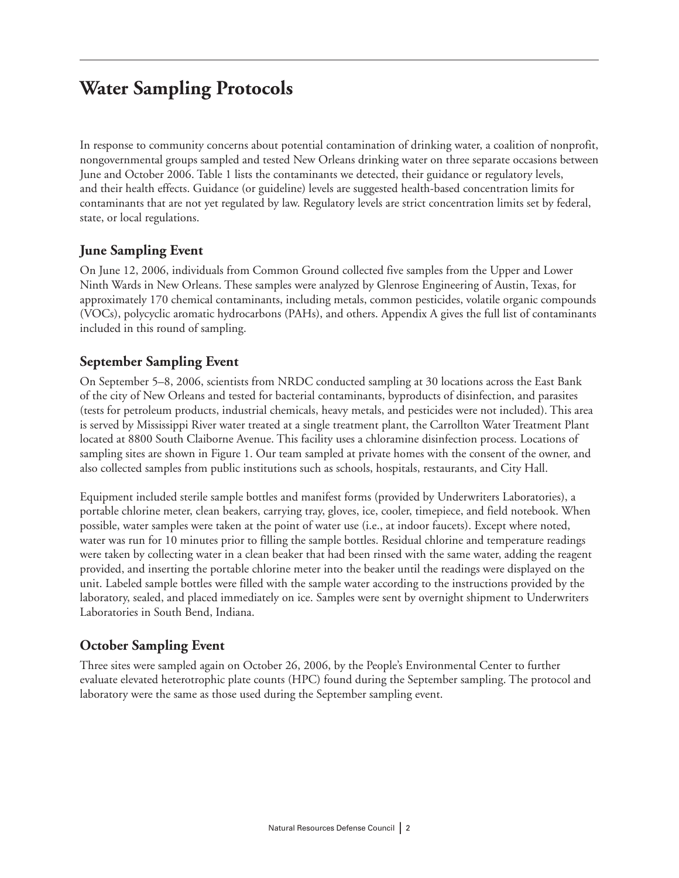# Water Sampling Protocols

In response to community concerns about potential contamination of drinking water, a coalition of nonprofit, nongovernmental groups sampled and tested New Orleans drinking water on three separate occasions between June and October 2006. Table 1 lists the contaminants we detected, their guidance or regulatory levels, and their health effects. Guidance (or guideline) levels are suggested health-based concentration limits for contaminants that are not yet regulated by law. Regulatory levels are strict concentration limits set by federal, state, or local regulations.

## June Sampling Event

On June 12, 2006, individuals from Common Ground collected five samples from the Upper and Lower Ninth Wards in New Orleans. These samples were analyzed by Glenrose Engineering of Austin, Texas, for approximately 170 chemical contaminants, including metals, common pesticides, volatile organic compounds (VOCs), polycyclic aromatic hydrocarbons (PAHs), and others. Appendix A gives the full list of contaminants included in this round of sampling.

## September Sampling Event

On September 5–8, 2006, scientists from NRDC conducted sampling at 30 locations across the East Bank of the city of New Orleans and tested for bacterial contaminants, byproducts of disinfection, and parasites (tests for petroleum products, industrial chemicals, heavy metals, and pesticides were not included). This area is served by Mississippi River water treated at a single treatment plant, the Carrollton Water Treatment Plant located at 8800 South Claiborne Avenue. This facility uses a chloramine disinfection process. Locations of sampling sites are shown in Figure 1. Our team sampled at private homes with the consent of the owner, and also collected samples from public institutions such as schools, hospitals, restaurants, and City Hall.

Equipment included sterile sample bottles and manifest forms (provided by Underwriters Laboratories), a portable chlorine meter, clean beakers, carrying tray, gloves, ice, cooler, timepiece, and field notebook. When possible, water samples were taken at the point of water use (i.e., at indoor faucets). Except where noted, water was run for 10 minutes prior to filling the sample bottles. Residual chlorine and temperature readings were taken by collecting water in a clean beaker that had been rinsed with the same water, adding the reagent provided, and inserting the portable chlorine meter into the beaker until the readings were displayed on the unit. Labeled sample bottles were filled with the sample water according to the instructions provided by the laboratory, sealed, and placed immediately on ice. Samples were sent by overnight shipment to Underwriters Laboratories in South Bend, Indiana.

## October Sampling Event

Three sites were sampled again on October 26, 2006, by the People's Environmental Center to further evaluate elevated heterotrophic plate counts (HPC) found during the September sampling. The protocol and laboratory were the same as those used during the September sampling event.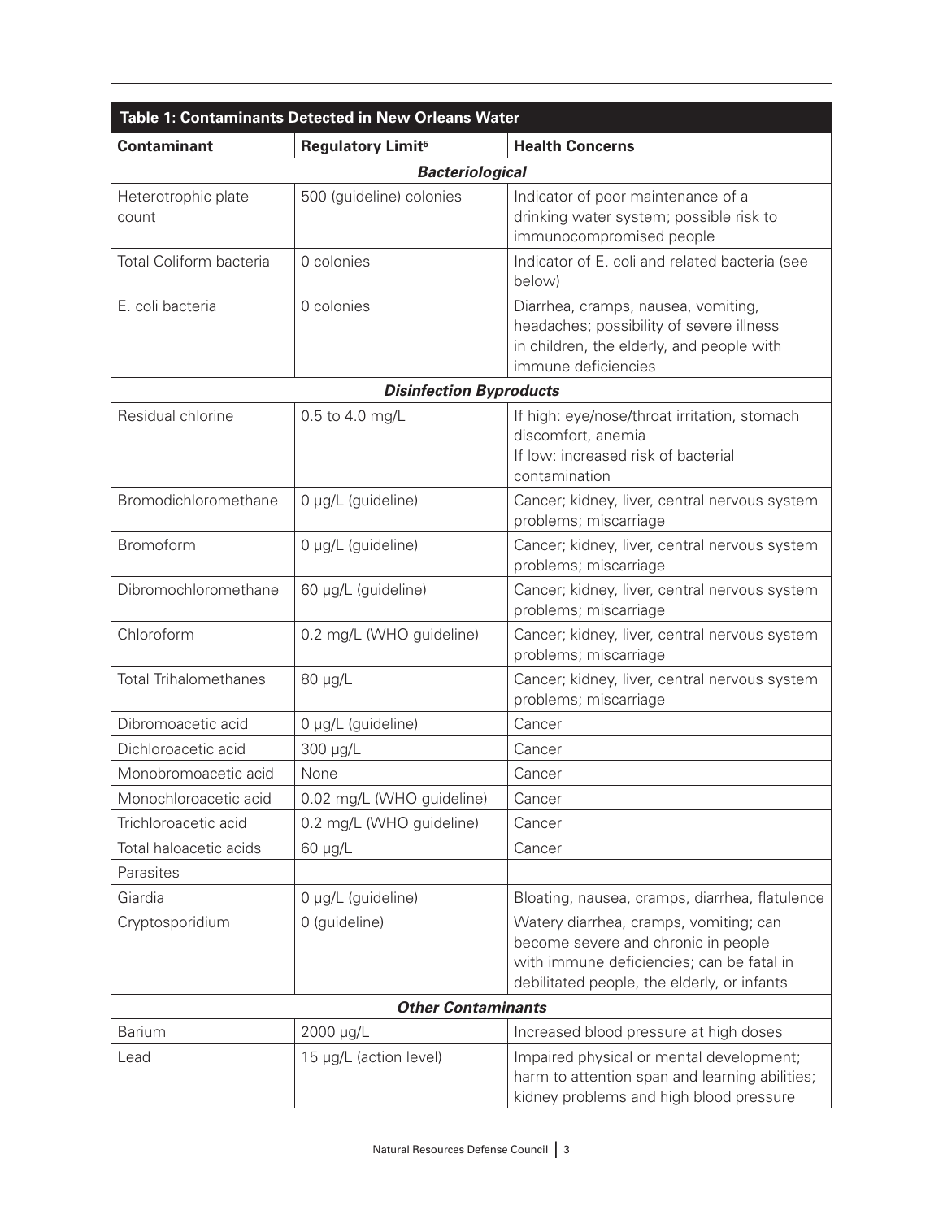| Table 1: Contaminants Detected in New Orleans Water | | |
|---|---|---|
| **Contaminant** | **Regulatory Limit[5]** | **Health Concerns** |
| ***Bacteriological*** | | |
| Heterotrophic plate count | 500 (guideline) colonies | Indicator of poor maintenance of a drinking water system; possible risk to immunocompromised people |
| Total Coliform bacteria | 0 colonies | Indicator of E. coli and related bacteria (see below) |
| E. coli bacteria | 0 colonies | Diarrhea, cramps, nausea, vomiting, headaches; possibility of severe illness in children, the elderly, and people with immune deficiencies |
| ***Disinfection Byproducts*** | | |
| Residual chlorine | 0.5 to 4.0 mg/L | If high: eye/nose/throat irritation, stomach discomfort, anemia<br>If low: increased risk of bacterial contamination |
| Bromodichloromethane | 0 µg/L (guideline) | Cancer; kidney, liver, central nervous system problems; miscarriage |
| Bromoform | 0 µg/L (guideline) | Cancer; kidney, liver, central nervous system problems; miscarriage |
| Dibromochloromethane | 60 µg/L (guideline) | Cancer; kidney, liver, central nervous system problems; miscarriage |
| Chloroform | 0.2 mg/L (WHO guideline) | Cancer; kidney, liver, central nervous system problems; miscarriage |
| Total Trihalomethanes | 80 µg/L | Cancer; kidney, liver, central nervous system problems; miscarriage |
| Dibromoacetic acid | 0 µg/L (guideline) | Cancer |
| Dichloroacetic acid | 300 µg/L | Cancer |
| Monobromoacetic acid | None | Cancer |
| Monochloroacetic acid | 0.02 mg/L (WHO guideline) | Cancer |
| Trichloroacetic acid | 0.2 mg/L (WHO guideline) | Cancer |
| Total haloacetic acids | 60 µg/L | Cancer |
| Parasites | | |
| Giardia | 0 µg/L (guideline) | Bloating, nausea, cramps, diarrhea, flatulence |
| Cryptosporidium | 0 (guideline) | Watery diarrhea, cramps, vomiting; can become severe and chronic in people with immune deficiencies; can be fatal in debilitated people, the elderly, or infants |
| ***Other Contaminants*** | | |
| Barium | 2000 µg/L | Increased blood pressure at high doses |
| Lead | 15 µg/L (action level) | Impaired physical or mental development; harm to attention span and learning abilities; kidney problems and high blood pressure |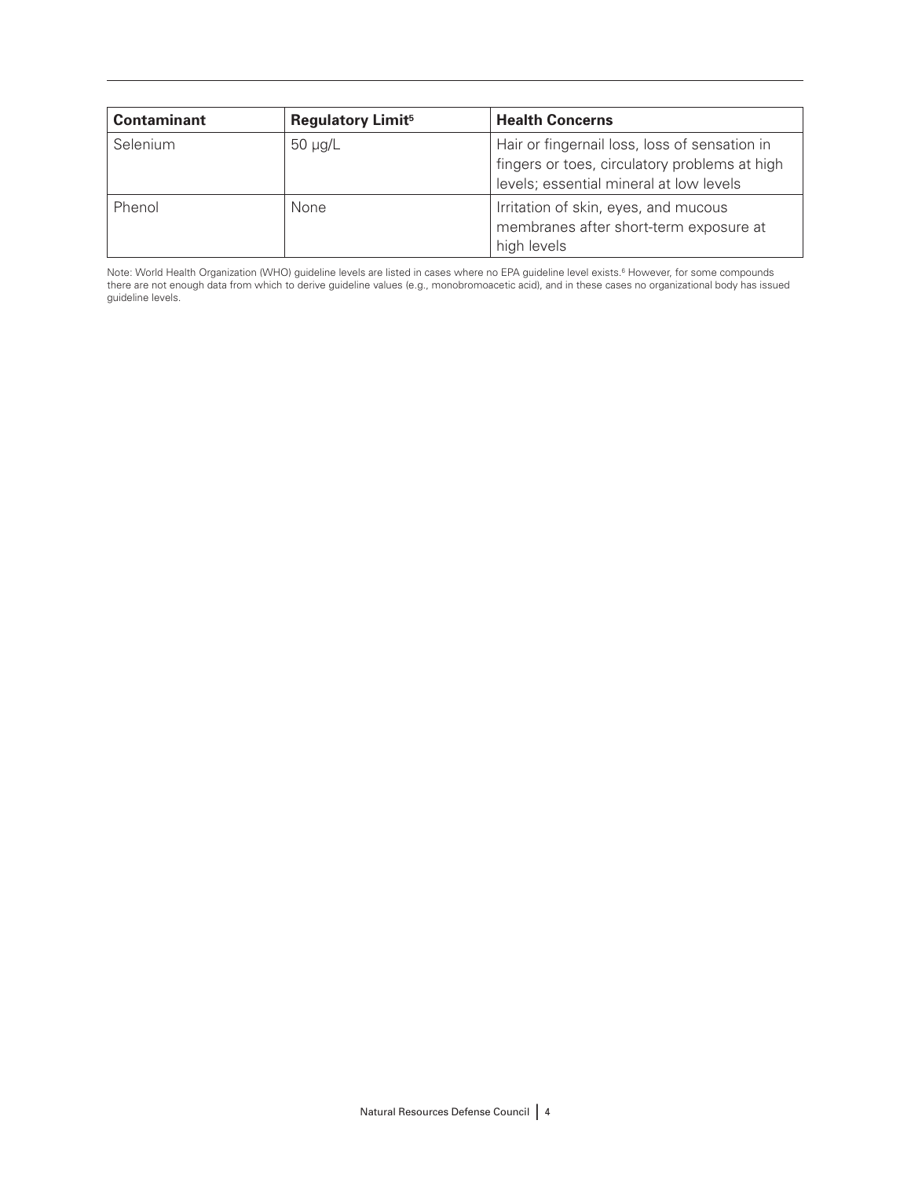| Contaminant | Regulatory Limit[5] | Health Concerns |
| --- | --- | --- |
| Selenium | 50 µg/L | Hair or fingernail loss, loss of sensation in fingers or toes, circulatory problems at high levels; essential mineral at low levels |
| Phenol | None | Irritation of skin, eyes, and mucous membranes after short-term exposure at high levels |

Note: World Health Organization (WHO) guideline levels are listed in cases where no EPA guideline level exists.[6] However, for some compounds there are not enough data from which to derive guideline values (e.g., monobromoacetic acid), and in these cases no organizational body has issued guideline levels.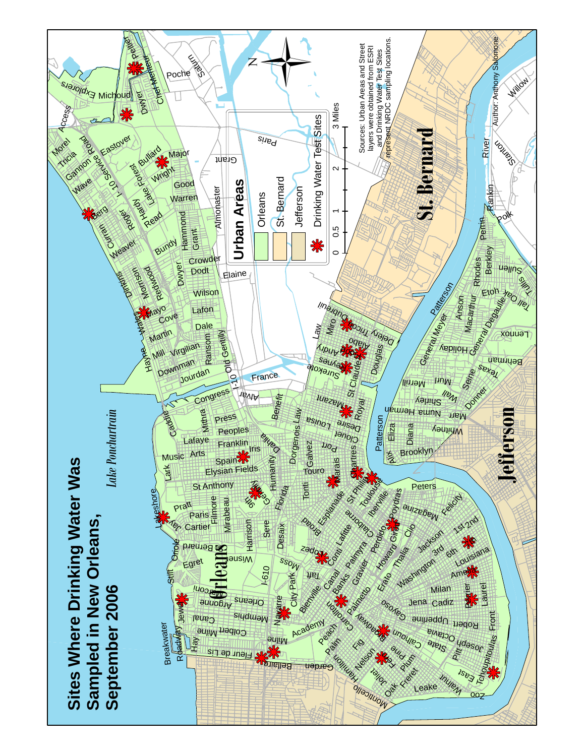# Sites Where Drinking Water Was Sampled in New Orleans, September 2006

**Urban Areas**

- Orleans
- St. Bernard
- Jefferson
- Drinking Water Test Sites

0 0.5 1 2 3 Miles

Sources: Urban Areas and Street layers were obtained from ESRI and Drinking Water Test Sites represent NRDC sampling locations.

Author: Anthony Salomone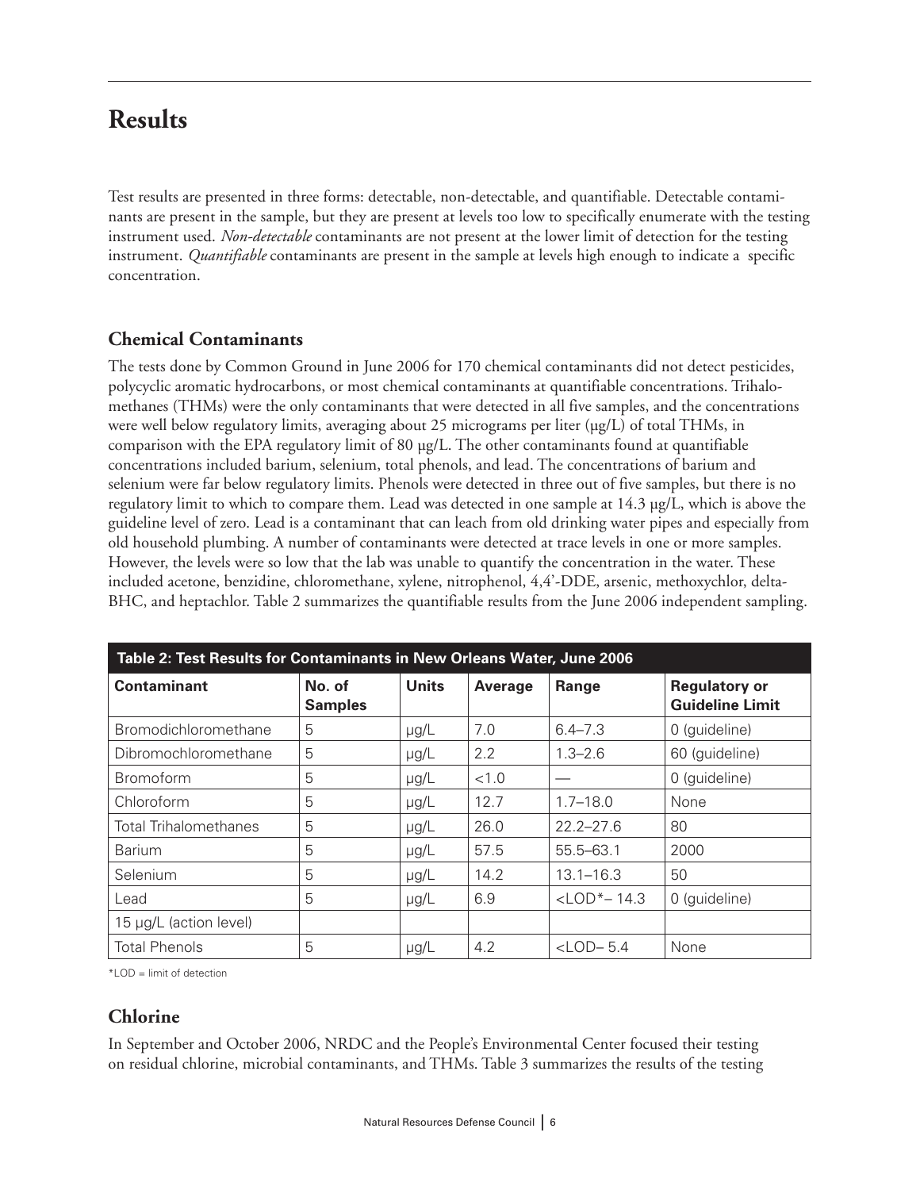## Results

Test results are presented in three forms: detectable, non-detectable, and quantifiable. Detectable contaminants are present in the sample, but they are present at levels too low to specifically enumerate with the testing instrument used. *Non-detectable* contaminants are not present at the lower limit of detection for the testing instrument. *Quantifiable* contaminants are present in the sample at levels high enough to indicate a specific concentration.

### Chemical Contaminants

The tests done by Common Ground in June 2006 for 170 chemical contaminants did not detect pesticides, polycyclic aromatic hydrocarbons, or most chemical contaminants at quantifiable concentrations. Trihalomethanes (THMs) were the only contaminants that were detected in all five samples, and the concentrations were well below regulatory limits, averaging about 25 micrograms per liter (µg/L) of total THMs, in comparison with the EPA regulatory limit of 80 µg/L. The other contaminants found at quantifiable concentrations included barium, selenium, total phenols, and lead. The concentrations of barium and selenium were far below regulatory limits. Phenols were detected in three out of five samples, but there is no regulatory limit to which to compare them. Lead was detected in one sample at 14.3 µg/L, which is above the guideline level of zero. Lead is a contaminant that can leach from old drinking water pipes and especially from old household plumbing. A number of contaminants were detected at trace levels in one or more samples. However, the levels were so low that the lab was unable to quantify the concentration in the water. These included acetone, benzidine, chloromethane, xylene, nitrophenol, 4,4'-DDE, arsenic, methoxychlor, delta-BHC, and heptachlor. Table 2 summarizes the quantifiable results from the June 2006 independent sampling.

**Table 2: Test Results for Contaminants in New Orleans Water, June 2006**

| Contaminant | No. of Samples | Units | Average | Range | Regulatory or Guideline Limit |
|---|---|---|---|---|---|
| Bromodichloromethane | 5 | µg/L | 7.0 | 6.4–7.3 | 0 (guideline) |
| Dibromochloromethane | 5 | µg/L | 2.2 | 1.3–2.6 | 60 (guideline) |
| Bromoform | 5 | µg/L | <1.0 | — | 0 (guideline) |
| Chloroform | 5 | µg/L | 12.7 | 1.7–18.0 | None |
| Total Trihalomethanes | 5 | µg/L | 26.0 | 22.2–27.6 | 80 |
| Barium | 5 | µg/L | 57.5 | 55.5–63.1 | 2000 |
| Selenium | 5 | µg/L | 14.2 | 13.1–16.3 | 50 |
| Lead | 5 | µg/L | 6.9 | <LOD*– 14.3 | 0 (guideline) |
| 15 µg/L (action level) | | | | | |
| Total Phenols | 5 | µg/L | 4.2 | <LOD– 5.4 | None |

*LOD = limit of detection

### Chlorine

In September and October 2006, NRDC and the People's Environmental Center focused their testing on residual chlorine, microbial contaminants, and THMs. Table 3 summarizes the results of the testing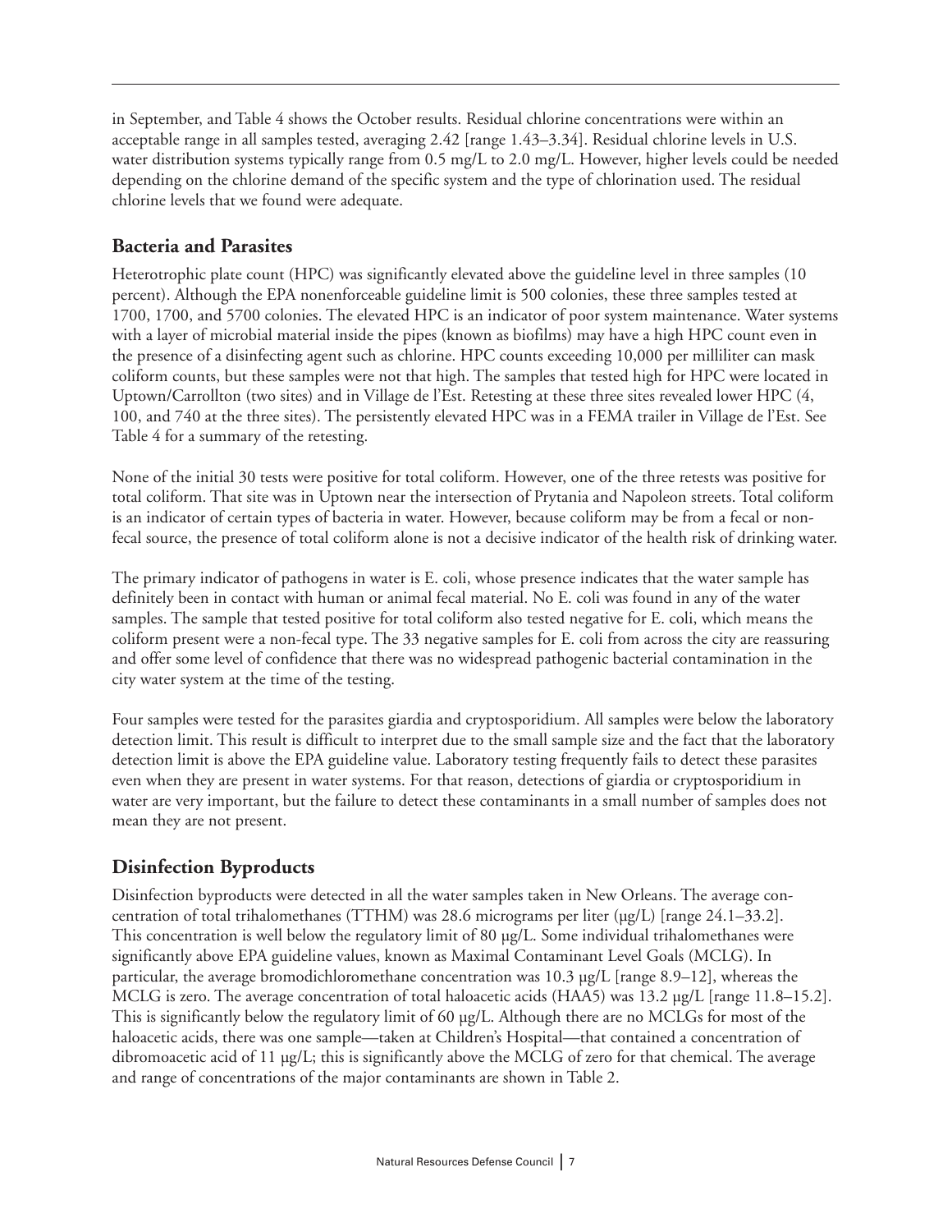in September, and Table 4 shows the October results. Residual chlorine concentrations were within an acceptable range in all samples tested, averaging 2.42 [range 1.43–3.34]. Residual chlorine levels in U.S. water distribution systems typically range from 0.5 mg/L to 2.0 mg/L. However, higher levels could be needed depending on the chlorine demand of the specific system and the type of chlorination used. The residual chlorine levels that we found were adequate.

## Bacteria and Parasites

Heterotrophic plate count (HPC) was significantly elevated above the guideline level in three samples (10 percent). Although the EPA nonenforceable guideline limit is 500 colonies, these three samples tested at 1700, 1700, and 5700 colonies. The elevated HPC is an indicator of poor system maintenance. Water systems with a layer of microbial material inside the pipes (known as biofilms) may have a high HPC count even in the presence of a disinfecting agent such as chlorine. HPC counts exceeding 10,000 per milliliter can mask coliform counts, but these samples were not that high. The samples that tested high for HPC were located in Uptown/Carrollton (two sites) and in Village de l'Est. Retesting at these three sites revealed lower HPC (4, 100, and 740 at the three sites). The persistently elevated HPC was in a FEMA trailer in Village de l'Est. See Table 4 for a summary of the retesting.

None of the initial 30 tests were positive for total coliform. However, one of the three retests was positive for total coliform. That site was in Uptown near the intersection of Prytania and Napoleon streets. Total coliform is an indicator of certain types of bacteria in water. However, because coliform may be from a fecal or non-fecal source, the presence of total coliform alone is not a decisive indicator of the health risk of drinking water.

The primary indicator of pathogens in water is E. coli, whose presence indicates that the water sample has definitely been in contact with human or animal fecal material. No E. coli was found in any of the water samples. The sample that tested positive for total coliform also tested negative for E. coli, which means the coliform present were a non-fecal type. The 33 negative samples for E. coli from across the city are reassuring and offer some level of confidence that there was no widespread pathogenic bacterial contamination in the city water system at the time of the testing.

Four samples were tested for the parasites giardia and cryptosporidium. All samples were below the laboratory detection limit. This result is difficult to interpret due to the small sample size and the fact that the laboratory detection limit is above the EPA guideline value. Laboratory testing frequently fails to detect these parasites even when they are present in water systems. For that reason, detections of giardia or cryptosporidium in water are very important, but the failure to detect these contaminants in a small number of samples does not mean they are not present.

## Disinfection Byproducts

Disinfection byproducts were detected in all the water samples taken in New Orleans. The average concentration of total trihalomethanes (TTHM) was 28.6 micrograms per liter (μg/L) [range 24.1–33.2]. This concentration is well below the regulatory limit of 80 μg/L. Some individual trihalomethanes were significantly above EPA guideline values, known as Maximal Contaminant Level Goals (MCLG). In particular, the average bromodichloromethane concentration was 10.3 μg/L [range 8.9–12], whereas the MCLG is zero. The average concentration of total haloacetic acids (HAA5) was 13.2 μg/L [range 11.8–15.2]. This is significantly below the regulatory limit of 60 μg/L. Although there are no MCLGs for most of the haloacetic acids, there was one sample—taken at Children's Hospital—that contained a concentration of dibromoacetic acid of 11 μg/L; this is significantly above the MCLG of zero for that chemical. The average and range of concentrations of the major contaminants are shown in Table 2.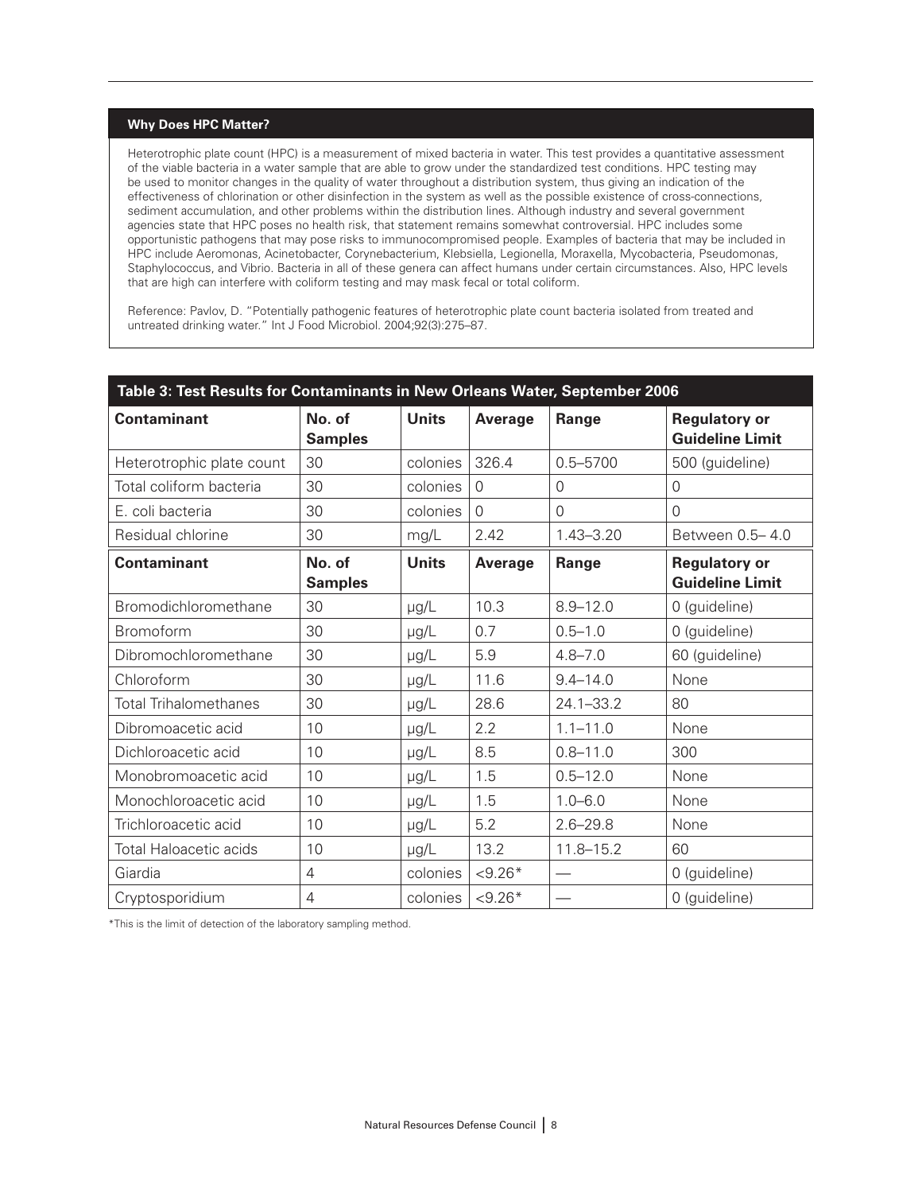### Why Does HPC Matter?

Heterotrophic plate count (HPC) is a measurement of mixed bacteria in water. This test provides a quantitative assessment of the viable bacteria in a water sample that are able to grow under the standardized test conditions. HPC testing may be used to monitor changes in the quality of water throughout a distribution system, thus giving an indication of the effectiveness of chlorination or other disinfection in the system as well as the possible existence of cross-connections, sediment accumulation, and other problems within the distribution lines. Although industry and several government agencies state that HPC poses no health risk, that statement remains somewhat controversial. HPC includes some opportunistic pathogens that may pose risks to immunocompromised people. Examples of bacteria that may be included in HPC include Aeromonas, Acinetobacter, Corynebacterium, Klebsiella, Legionella, Moraxella, Mycobacteria, Pseudomonas, Staphylococcus, and Vibrio. Bacteria in all of these genera can affect humans under certain circumstances. Also, HPC levels that are high can interfere with coliform testing and may mask fecal or total coliform.

Reference: Pavlov, D. "Potentially pathogenic features of heterotrophic plate count bacteria isolated from treated and untreated drinking water." Int J Food Microbiol. 2004;92(3):275–87.

**Table 3: Test Results for Contaminants in New Orleans Water, September 2006**

| Contaminant | No. of Samples | Units | Average | Range | Regulatory or Guideline Limit |
|---|---|---|---|---|---|
| Heterotrophic plate count | 30 | colonies | 326.4 | 0.5–5700 | 500 (guideline) |
| Total coliform bacteria | 30 | colonies | 0 | 0 | 0 |
| E. coli bacteria | 30 | colonies | 0 | 0 | 0 |
| Residual chlorine | 30 | mg/L | 2.42 | 1.43–3.20 | Between 0.5– 4.0 |
| **Contaminant** | **No. of Samples** | **Units** | **Average** | **Range** | **Regulatory or Guideline Limit** |
| Bromodichloromethane | 30 | μg/L | 10.3 | 8.9–12.0 | 0 (guideline) |
| Bromoform | 30 | μg/L | 0.7 | 0.5–1.0 | 0 (guideline) |
| Dibromochloromethane | 30 | μg/L | 5.9 | 4.8–7.0 | 60 (guideline) |
| Chloroform | 30 | μg/L | 11.6 | 9.4–14.0 | None |
| Total Trihalomethanes | 30 | μg/L | 28.6 | 24.1–33.2 | 80 |
| Dibromoacetic acid | 10 | μg/L | 2.2 | 1.1–11.0 | None |
| Dichloroacetic acid | 10 | μg/L | 8.5 | 0.8–11.0 | 300 |
| Monobromoacetic acid | 10 | μg/L | 1.5 | 0.5–12.0 | None |
| Monochloroacetic acid | 10 | μg/L | 1.5 | 1.0–6.0 | None |
| Trichloroacetic acid | 10 | μg/L | 5.2 | 2.6–29.8 | None |
| Total Haloacetic acids | 10 | μg/L | 13.2 | 11.8–15.2 | 60 |
| Giardia | 4 | colonies | <9.26* | — | 0 (guideline) |
| Cryptosporidium | 4 | colonies | <9.26* | — | 0 (guideline) |

*This is the limit of detection of the laboratory sampling method.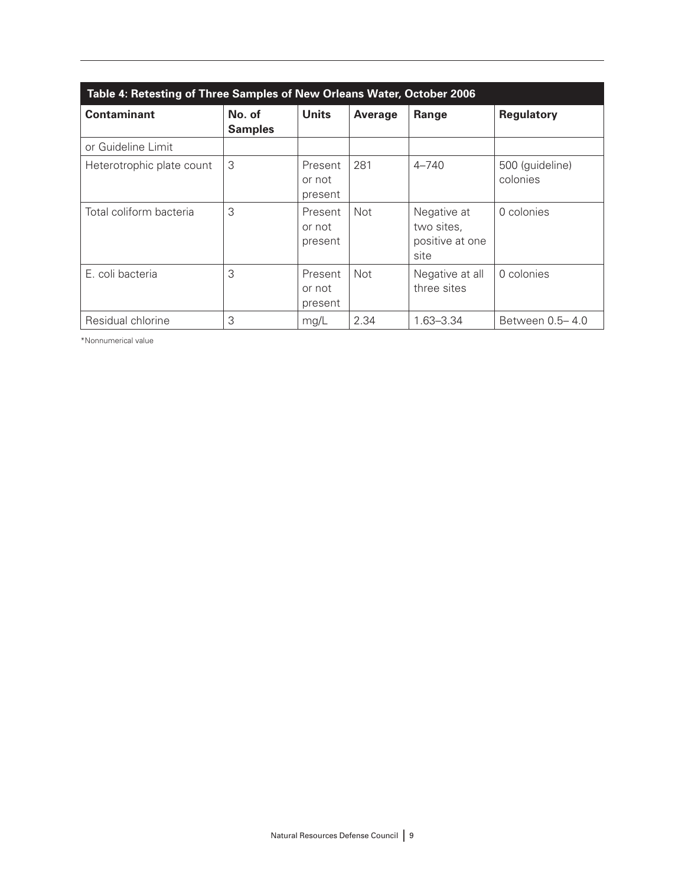**Table 4: Retesting of Three Samples of New Orleans Water, October 2006**

| Contaminant | No. of Samples | Units | Average | Range | Regulatory |
|---|---|---|---|---|---|
| or Guideline Limit | | | | | |
| Heterotrophic plate count | 3 | Present or not present | 281 | 4–740 | 500 (guideline) colonies |
| Total coliform bacteria | 3 | Present or not present | Not | Negative at two sites, positive at one site | 0 colonies |
| E. coli bacteria | 3 | Present or not present | Not | Negative at all three sites | 0 colonies |
| Residual chlorine | 3 | mg/L | 2.34 | 1.63–3.34 | Between 0.5– 4.0 |

*Nonnumerical value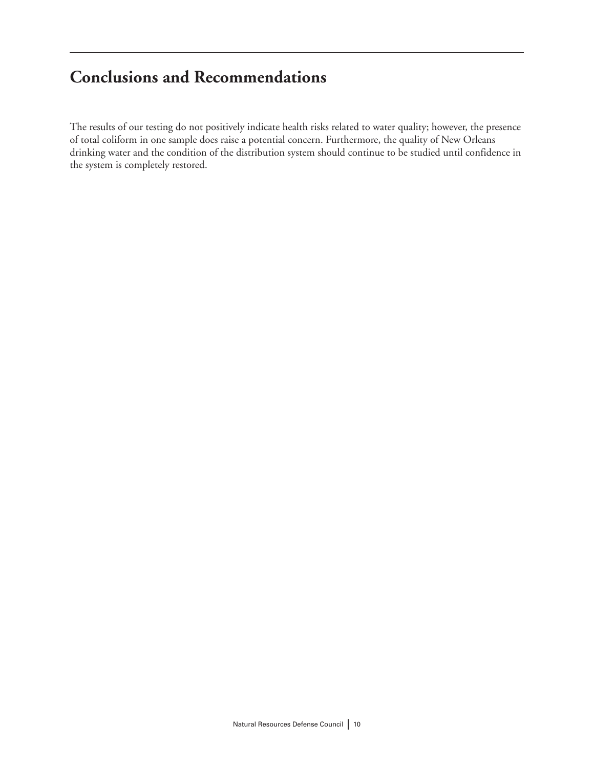# Conclusions and Recommendations

The results of our testing do not positively indicate health risks related to water quality; however, the presence of total coliform in one sample does raise a potential concern. Furthermore, the quality of New Orleans drinking water and the condition of the distribution system should continue to be studied until confidence in the system is completely restored.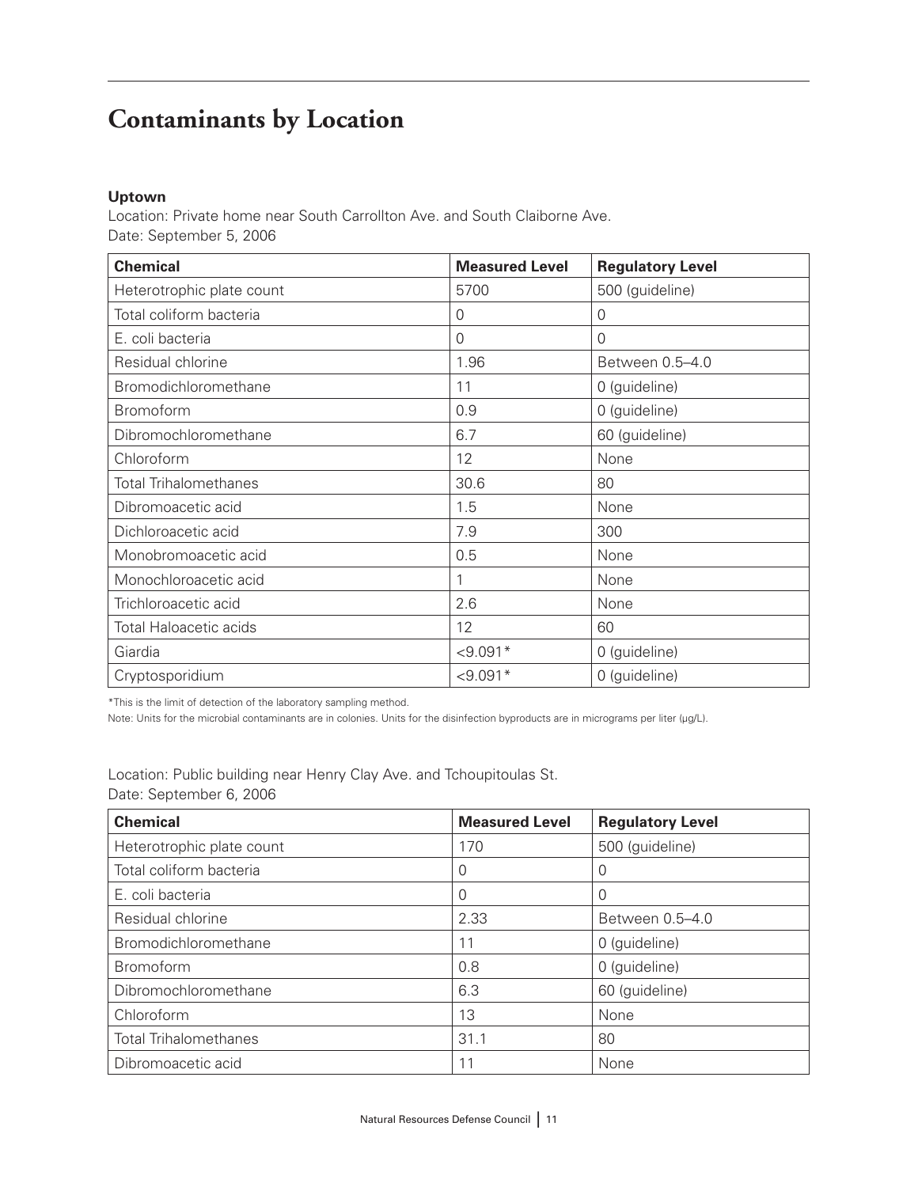# Contaminants by Location

**Uptown**

Location: Private home near South Carrollton Ave. and South Claiborne Ave.
Date: September 5, 2006

| Chemical | Measured Level | Regulatory Level |
|---|---|---|
| Heterotrophic plate count | 5700 | 500 (guideline) |
| Total coliform bacteria | 0 | 0 |
| E. coli bacteria | 0 | 0 |
| Residual chlorine | 1.96 | Between 0.5–4.0 |
| Bromodichloromethane | 11 | 0 (guideline) |
| Bromoform | 0.9 | 0 (guideline) |
| Dibromochloromethane | 6.7 | 60 (guideline) |
| Chloroform | 12 | None |
| Total Trihalomethanes | 30.6 | 80 |
| Dibromoacetic acid | 1.5 | None |
| Dichloroacetic acid | 7.9 | 300 |
| Monobromoacetic acid | 0.5 | None |
| Monochloroacetic acid | 1 | None |
| Trichloroacetic acid | 2.6 | None |
| Total Haloacetic acids | 12 | 60 |
| Giardia | <9.091* | 0 (guideline) |
| Cryptosporidium | <9.091* | 0 (guideline) |

*This is the limit of detection of the laboratory sampling method.

Note: Units for the microbial contaminants are in colonies. Units for the disinfection byproducts are in micrograms per liter (µg/L).

Location: Public building near Henry Clay Ave. and Tchoupitoulas St.
Date: September 6, 2006

| Chemical | Measured Level | Regulatory Level |
|---|---|---|
| Heterotrophic plate count | 170 | 500 (guideline) |
| Total coliform bacteria | 0 | 0 |
| E. coli bacteria | 0 | 0 |
| Residual chlorine | 2.33 | Between 0.5–4.0 |
| Bromodichloromethane | 11 | 0 (guideline) |
| Bromoform | 0.8 | 0 (guideline) |
| Dibromochloromethane | 6.3 | 60 (guideline) |
| Chloroform | 13 | None |
| Total Trihalomethanes | 31.1 | 80 |
| Dibromoacetic acid | 11 | None |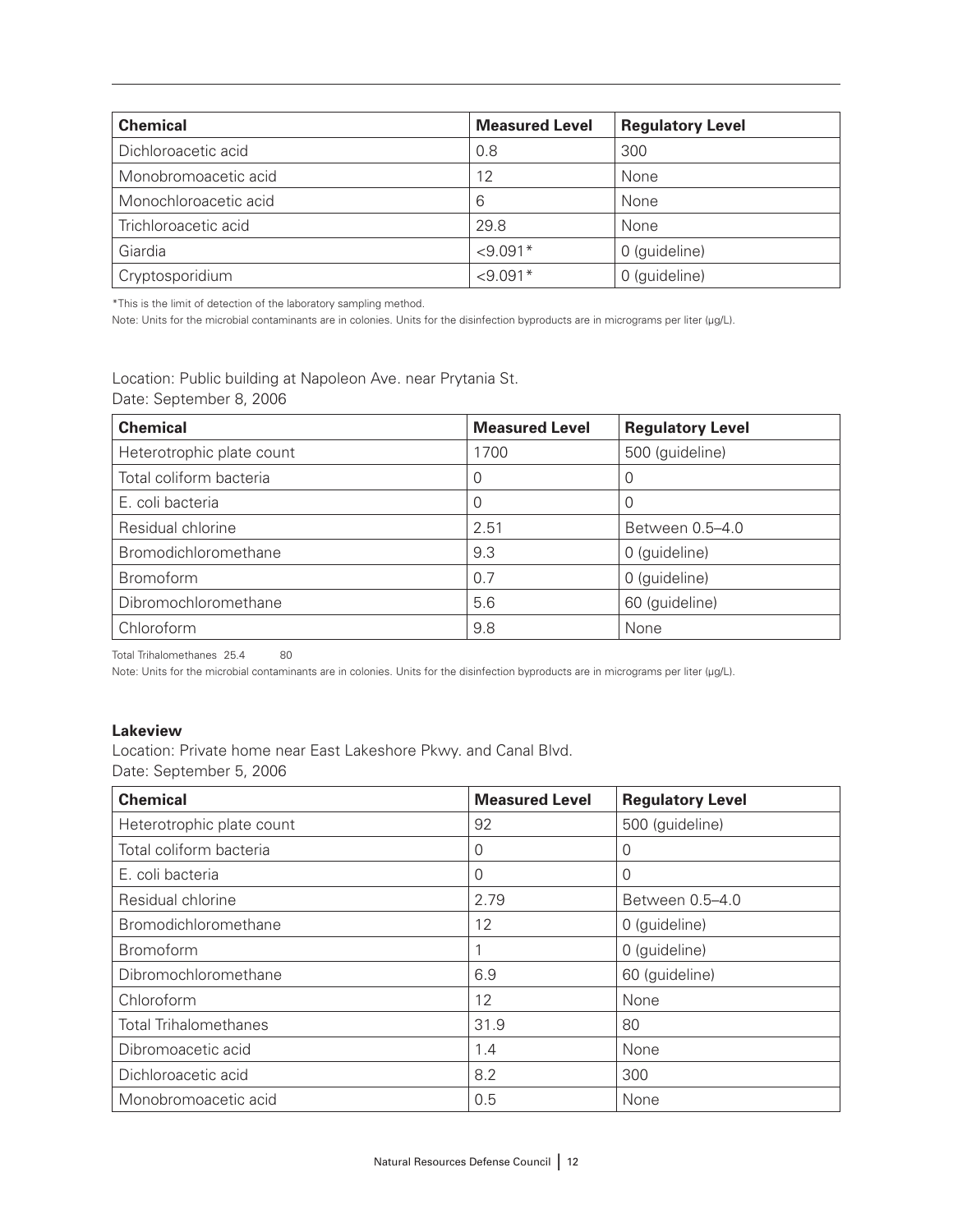| Chemical | Measured Level | Regulatory Level |
|---|---|---|
| Dichloroacetic acid | 0.8 | 300 |
| Monobromoacetic acid | 12 | None |
| Monochloroacetic acid | 6 | None |
| Trichloroacetic acid | 29.8 | None |
| Giardia | <9.091* | 0 (guideline) |
| Cryptosporidium | <9.091* | 0 (guideline) |

*This is the limit of detection of the laboratory sampling method.

Note: Units for the microbial contaminants are in colonies. Units for the disinfection byproducts are in micrograms per liter (µg/L).

Location: Public building at Napoleon Ave. near Prytania St.
Date: September 8, 2006

| Chemical | Measured Level | Regulatory Level |
|---|---|---|
| Heterotrophic plate count | 1700 | 500 (guideline) |
| Total coliform bacteria | 0 | 0 |
| E. coli bacteria | 0 | 0 |
| Residual chlorine | 2.51 | Between 0.5–4.0 |
| Bromodichloromethane | 9.3 | 0 (guideline) |
| Bromoform | 0.7 | 0 (guideline) |
| Dibromochloromethane | 5.6 | 60 (guideline) |
| Chloroform | 9.8 | None |

Total Trihalomethanes 25.4 80

Note: Units for the microbial contaminants are in colonies. Units for the disinfection byproducts are in micrograms per liter (µg/L).

**Lakeview**

Location: Private home near East Lakeshore Pkwy. and Canal Blvd.
Date: September 5, 2006

| Chemical | Measured Level | Regulatory Level |
|---|---|---|
| Heterotrophic plate count | 92 | 500 (guideline) |
| Total coliform bacteria | 0 | 0 |
| E. coli bacteria | 0 | 0 |
| Residual chlorine | 2.79 | Between 0.5–4.0 |
| Bromodichloromethane | 12 | 0 (guideline) |
| Bromoform | 1 | 0 (guideline) |
| Dibromochloromethane | 6.9 | 60 (guideline) |
| Chloroform | 12 | None |
| Total Trihalomethanes | 31.9 | 80 |
| Dibromoacetic acid | 1.4 | None |
| Dichloroacetic acid | 8.2 | 300 |
| Monobromoacetic acid | 0.5 | None |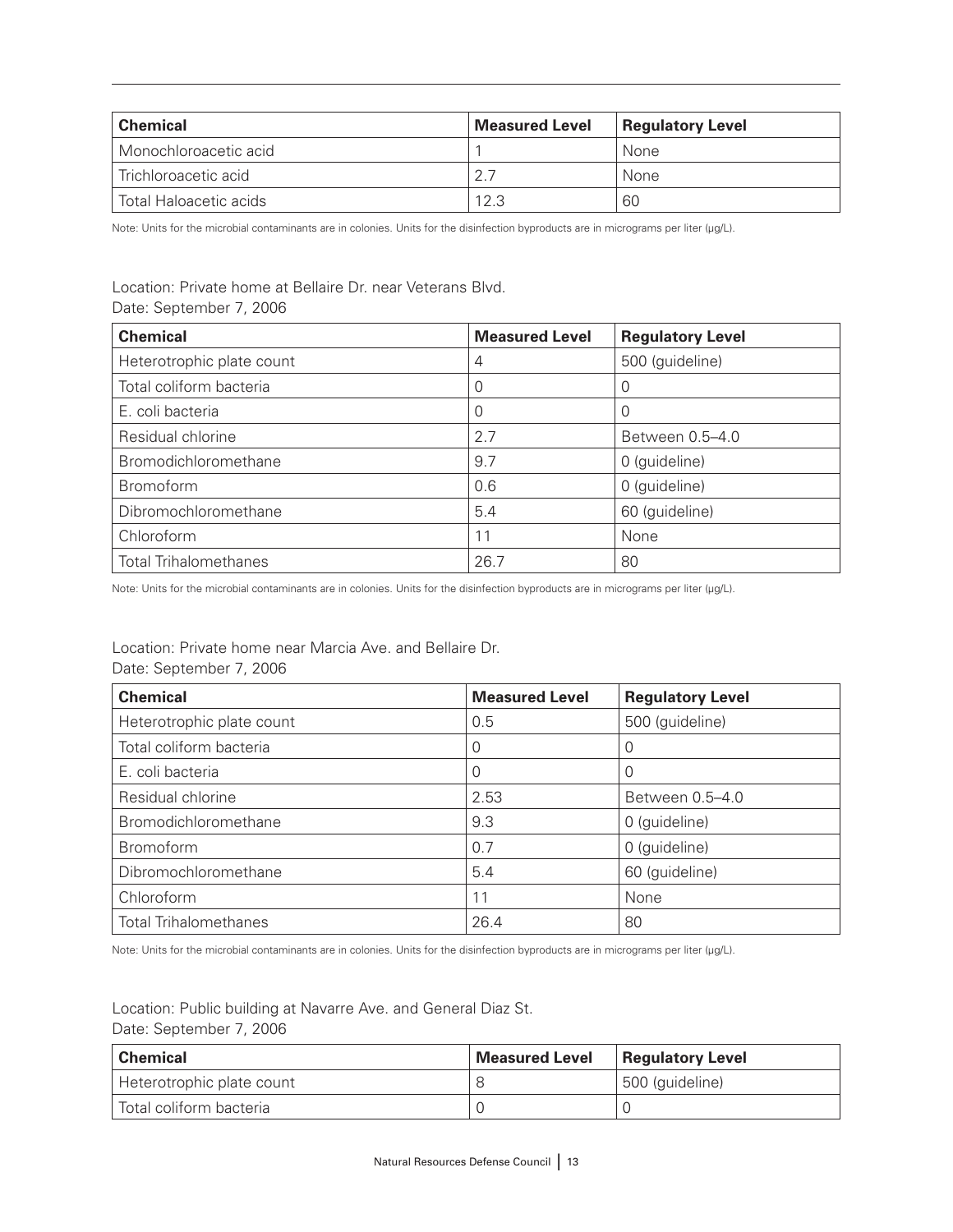| Chemical | Measured Level | Regulatory Level |
|---|---|---|
| Monochloroacetic acid | 1 | None |
| Trichloroacetic acid | 2.7 | None |
| Total Haloacetic acids | 12.3 | 60 |

Note: Units for the microbial contaminants are in colonies. Units for the disinfection byproducts are in micrograms per liter (µg/L).

Location: Private home at Bellaire Dr. near Veterans Blvd.
Date: September 7, 2006

| Chemical | Measured Level | Regulatory Level |
|---|---|---|
| Heterotrophic plate count | 4 | 500 (guideline) |
| Total coliform bacteria | 0 | 0 |
| E. coli bacteria | 0 | 0 |
| Residual chlorine | 2.7 | Between 0.5–4.0 |
| Bromodichloromethane | 9.7 | 0 (guideline) |
| Bromoform | 0.6 | 0 (guideline) |
| Dibromochloromethane | 5.4 | 60 (guideline) |
| Chloroform | 11 | None |
| Total Trihalomethanes | 26.7 | 80 |

Note: Units for the microbial contaminants are in colonies. Units for the disinfection byproducts are in micrograms per liter (µg/L).

Location: Private home near Marcia Ave. and Bellaire Dr.
Date: September 7, 2006

| Chemical | Measured Level | Regulatory Level |
|---|---|---|
| Heterotrophic plate count | 0.5 | 500 (guideline) |
| Total coliform bacteria | 0 | 0 |
| E. coli bacteria | 0 | 0 |
| Residual chlorine | 2.53 | Between 0.5–4.0 |
| Bromodichloromethane | 9.3 | 0 (guideline) |
| Bromoform | 0.7 | 0 (guideline) |
| Dibromochloromethane | 5.4 | 60 (guideline) |
| Chloroform | 11 | None |
| Total Trihalomethanes | 26.4 | 80 |

Note: Units for the microbial contaminants are in colonies. Units for the disinfection byproducts are in micrograms per liter (µg/L).

Location: Public building at Navarre Ave. and General Diaz St.
Date: September 7, 2006

| Chemical | Measured Level | Regulatory Level |
|---|---|---|
| Heterotrophic plate count | 8 | 500 (guideline) |
| Total coliform bacteria | 0 | 0 |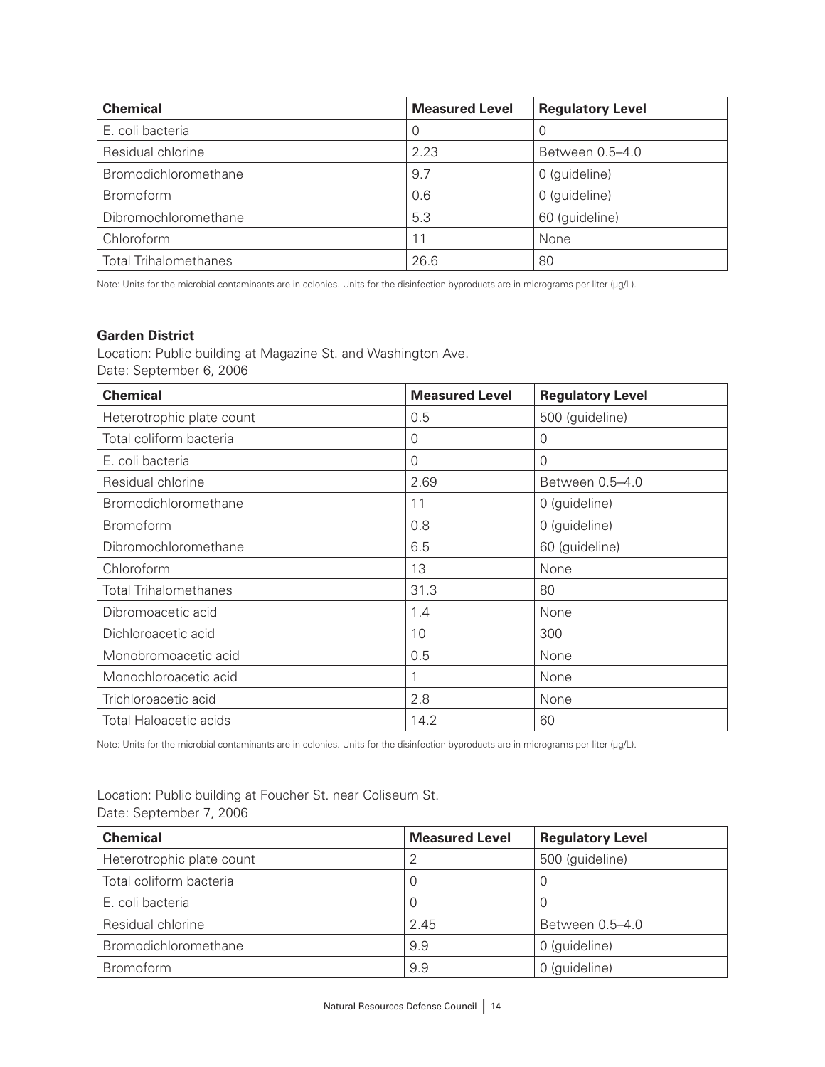| Chemical | Measured Level | Regulatory Level |
|---|---|---|
| E. coli bacteria | 0 | 0 |
| Residual chlorine | 2.23 | Between 0.5–4.0 |
| Bromodichloromethane | 9.7 | 0 (guideline) |
| Bromoform | 0.6 | 0 (guideline) |
| Dibromochloromethane | 5.3 | 60 (guideline) |
| Chloroform | 11 | None |
| Total Trihalomethanes | 26.6 | 80 |

Note: Units for the microbial contaminants are in colonies. Units for the disinfection byproducts are in micrograms per liter (μg/L).

**Garden District**

Location: Public building at Magazine St. and Washington Ave.
Date: September 6, 2006

| Chemical | Measured Level | Regulatory Level |
|---|---|---|
| Heterotrophic plate count | 0.5 | 500 (guideline) |
| Total coliform bacteria | 0 | 0 |
| E. coli bacteria | 0 | 0 |
| Residual chlorine | 2.69 | Between 0.5–4.0 |
| Bromodichloromethane | 11 | 0 (guideline) |
| Bromoform | 0.8 | 0 (guideline) |
| Dibromochloromethane | 6.5 | 60 (guideline) |
| Chloroform | 13 | None |
| Total Trihalomethanes | 31.3 | 80 |
| Dibromoacetic acid | 1.4 | None |
| Dichloroacetic acid | 10 | 300 |
| Monobromoacetic acid | 0.5 | None |
| Monochloroacetic acid | 1 | None |
| Trichloroacetic acid | 2.8 | None |
| Total Haloacetic acids | 14.2 | 60 |

Note: Units for the microbial contaminants are in colonies. Units for the disinfection byproducts are in micrograms per liter (μg/L).

Location: Public building at Foucher St. near Coliseum St.
Date: September 7, 2006

| Chemical | Measured Level | Regulatory Level |
|---|---|---|
| Heterotrophic plate count | 2 | 500 (guideline) |
| Total coliform bacteria | 0 | 0 |
| E. coli bacteria | 0 | 0 |
| Residual chlorine | 2.45 | Between 0.5–4.0 |
| Bromodichloromethane | 9.9 | 0 (guideline) |
| Bromoform | 9.9 | 0 (guideline) |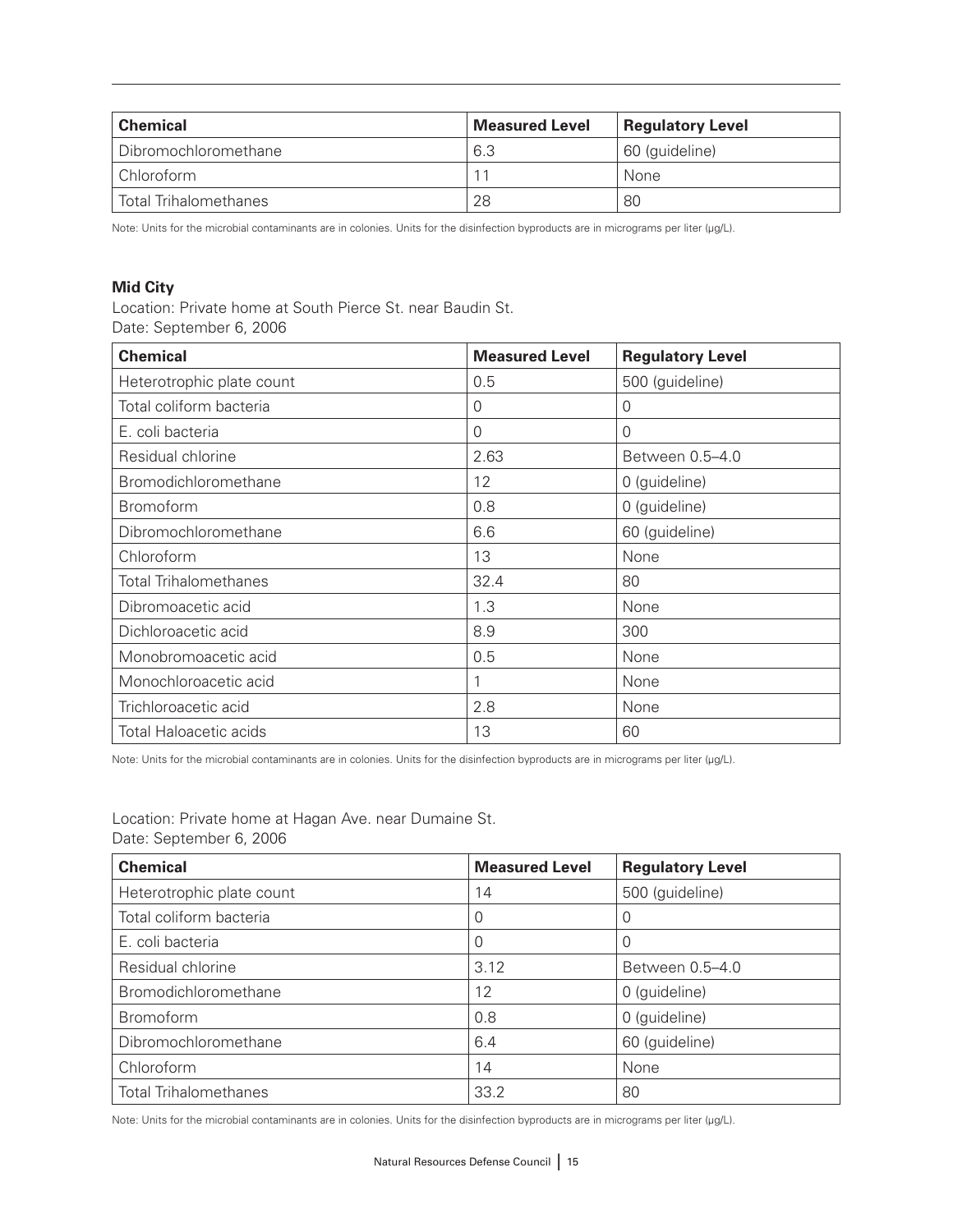| Chemical | Measured Level | Regulatory Level |
| --- | --- | --- |
| Dibromochloromethane | 6.3 | 60 (guideline) |
| Chloroform | 11 | None |
| Total Trihalomethanes | 28 | 80 |

Note: Units for the microbial contaminants are in colonies. Units for the disinfection byproducts are in micrograms per liter (µg/L).

**Mid City**

Location: Private home at South Pierce St. near Baudin St.
Date: September 6, 2006

| Chemical | Measured Level | Regulatory Level |
| --- | --- | --- |
| Heterotrophic plate count | 0.5 | 500 (guideline) |
| Total coliform bacteria | 0 | 0 |
| E. coli bacteria | 0 | 0 |
| Residual chlorine | 2.63 | Between 0.5–4.0 |
| Bromodichloromethane | 12 | 0 (guideline) |
| Bromoform | 0.8 | 0 (guideline) |
| Dibromochloromethane | 6.6 | 60 (guideline) |
| Chloroform | 13 | None |
| Total Trihalomethanes | 32.4 | 80 |
| Dibromoacetic acid | 1.3 | None |
| Dichloroacetic acid | 8.9 | 300 |
| Monobromoacetic acid | 0.5 | None |
| Monochloroacetic acid | 1 | None |
| Trichloroacetic acid | 2.8 | None |
| Total Haloacetic acids | 13 | 60 |

Note: Units for the microbial contaminants are in colonies. Units for the disinfection byproducts are in micrograms per liter (µg/L).

Location: Private home at Hagan Ave. near Dumaine St.
Date: September 6, 2006

| Chemical | Measured Level | Regulatory Level |
| --- | --- | --- |
| Heterotrophic plate count | 14 | 500 (guideline) |
| Total coliform bacteria | 0 | 0 |
| E. coli bacteria | 0 | 0 |
| Residual chlorine | 3.12 | Between 0.5–4.0 |
| Bromodichloromethane | 12 | 0 (guideline) |
| Bromoform | 0.8 | 0 (guideline) |
| Dibromochloromethane | 6.4 | 60 (guideline) |
| Chloroform | 14 | None |
| Total Trihalomethanes | 33.2 | 80 |

Note: Units for the microbial contaminants are in colonies. Units for the disinfection byproducts are in micrograms per liter (µg/L).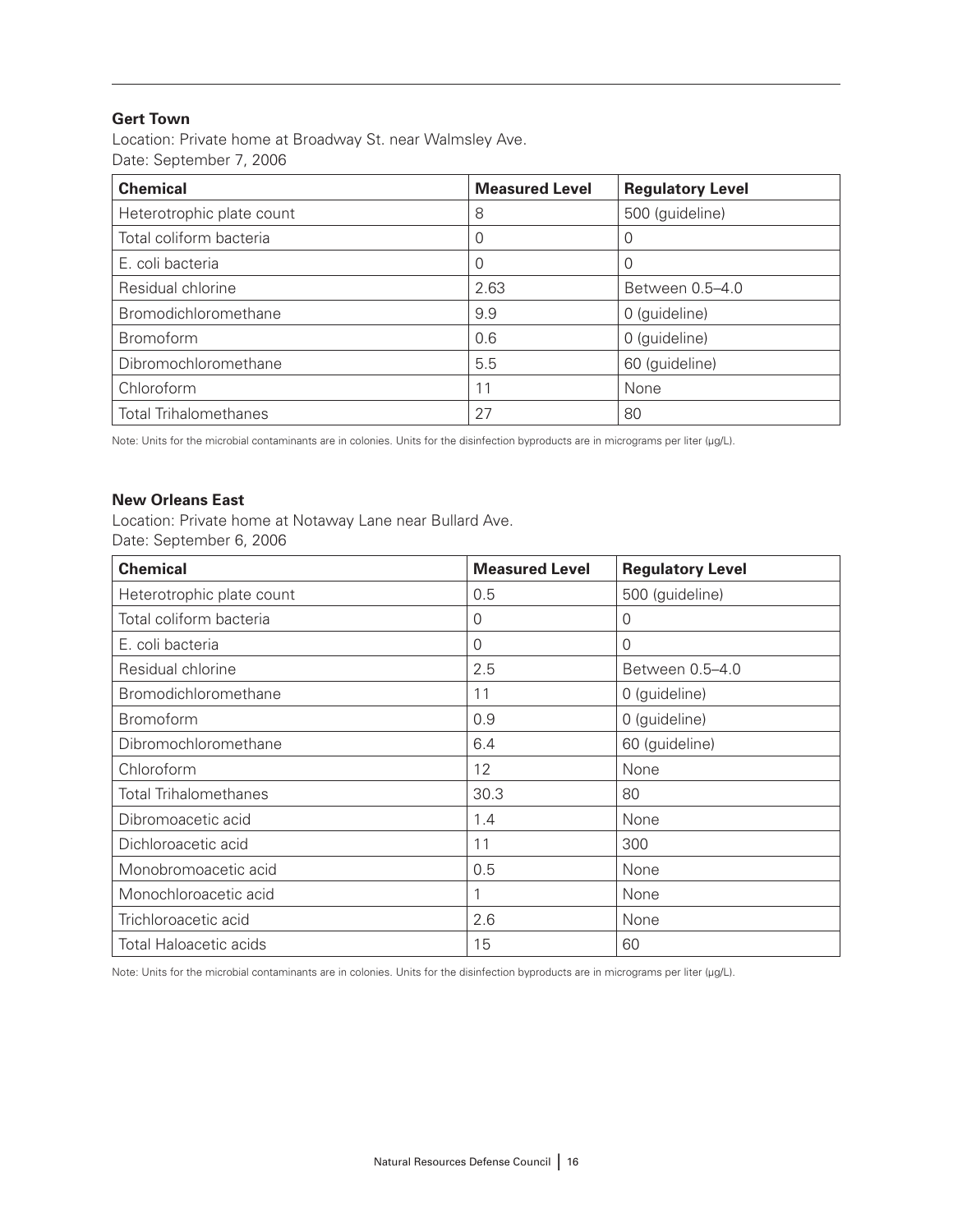### Gert Town

Location: Private home at Broadway St. near Walmsley Ave.
Date: September 7, 2006

| Chemical | Measured Level | Regulatory Level |
|---|---|---|
| Heterotrophic plate count | 8 | 500 (guideline) |
| Total coliform bacteria | 0 | 0 |
| E. coli bacteria | 0 | 0 |
| Residual chlorine | 2.63 | Between 0.5–4.0 |
| Bromodichloromethane | 9.9 | 0 (guideline) |
| Bromoform | 0.6 | 0 (guideline) |
| Dibromochloromethane | 5.5 | 60 (guideline) |
| Chloroform | 11 | None |
| Total Trihalomethanes | 27 | 80 |

Note: Units for the microbial contaminants are in colonies. Units for the disinfection byproducts are in micrograms per liter (μg/L).

### New Orleans East

Location: Private home at Notaway Lane near Bullard Ave.
Date: September 6, 2006

| Chemical | Measured Level | Regulatory Level |
|---|---|---|
| Heterotrophic plate count | 0.5 | 500 (guideline) |
| Total coliform bacteria | 0 | 0 |
| E. coli bacteria | 0 | 0 |
| Residual chlorine | 2.5 | Between 0.5–4.0 |
| Bromodichloromethane | 11 | 0 (guideline) |
| Bromoform | 0.9 | 0 (guideline) |
| Dibromochloromethane | 6.4 | 60 (guideline) |
| Chloroform | 12 | None |
| Total Trihalomethanes | 30.3 | 80 |
| Dibromoacetic acid | 1.4 | None |
| Dichloroacetic acid | 11 | 300 |
| Monobromoacetic acid | 0.5 | None |
| Monochloroacetic acid | 1 | None |
| Trichloroacetic acid | 2.6 | None |
| Total Haloacetic acids | 15 | 60 |

Note: Units for the microbial contaminants are in colonies. Units for the disinfection byproducts are in micrograms per liter (μg/L).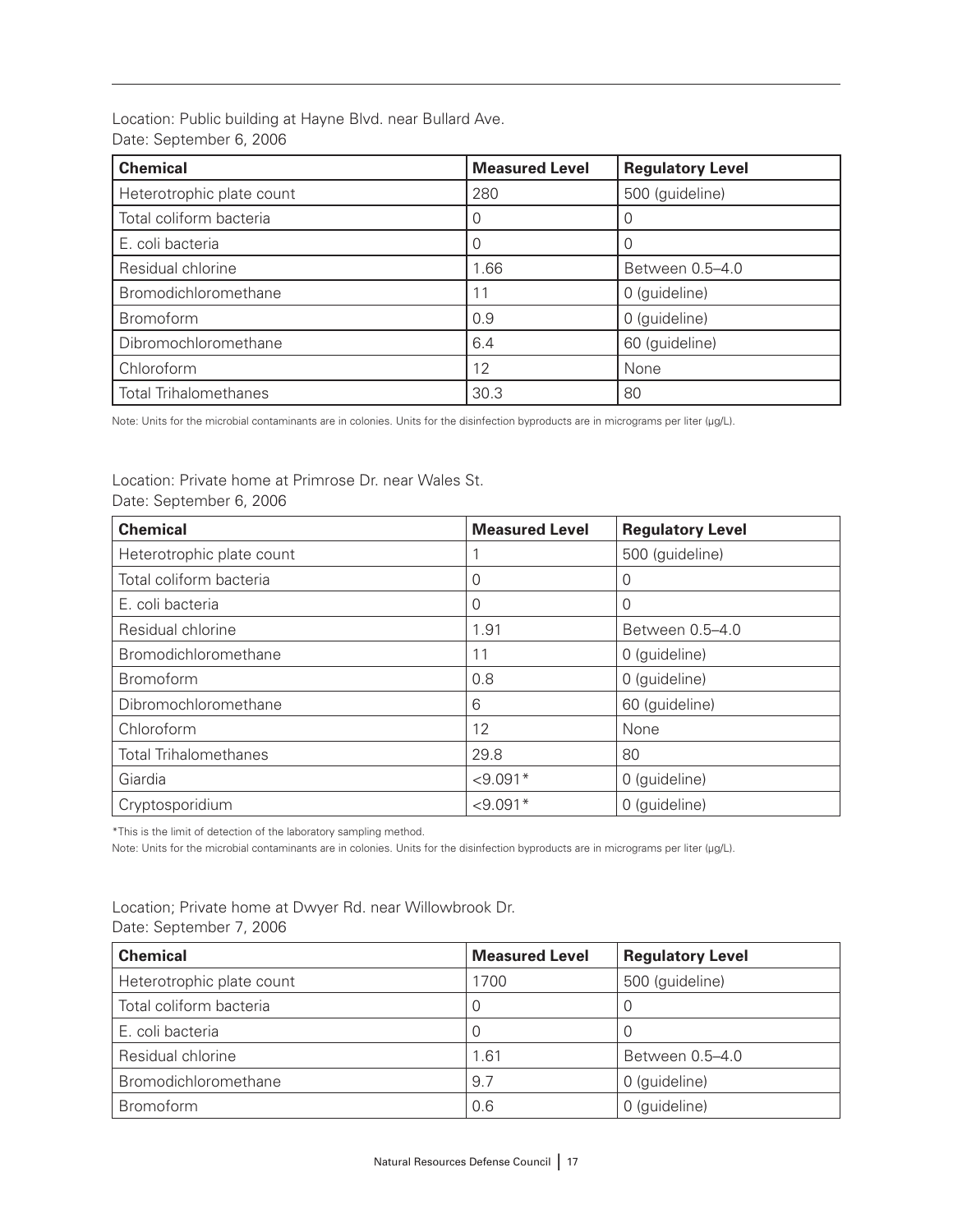Location: Public building at Hayne Blvd. near Bullard Ave.
Date: September 6, 2006

| Chemical | Measured Level | Regulatory Level |
| --- | --- | --- |
| Heterotrophic plate count | 280 | 500 (guideline) |
| Total coliform bacteria | 0 | 0 |
| E. coli bacteria | 0 | 0 |
| Residual chlorine | 1.66 | Between 0.5–4.0 |
| Bromodichloromethane | 11 | 0 (guideline) |
| Bromoform | 0.9 | 0 (guideline) |
| Dibromochloromethane | 6.4 | 60 (guideline) |
| Chloroform | 12 | None |
| Total Trihalomethanes | 30.3 | 80 |

Note: Units for the microbial contaminants are in colonies. Units for the disinfection byproducts are in micrograms per liter (μg/L).

Location: Private home at Primrose Dr. near Wales St.
Date: September 6, 2006

| Chemical | Measured Level | Regulatory Level |
| --- | --- | --- |
| Heterotrophic plate count | 1 | 500 (guideline) |
| Total coliform bacteria | 0 | 0 |
| E. coli bacteria | 0 | 0 |
| Residual chlorine | 1.91 | Between 0.5–4.0 |
| Bromodichloromethane | 11 | 0 (guideline) |
| Bromoform | 0.8 | 0 (guideline) |
| Dibromochloromethane | 6 | 60 (guideline) |
| Chloroform | 12 | None |
| Total Trihalomethanes | 29.8 | 80 |
| Giardia | <9.091* | 0 (guideline) |
| Cryptosporidium | <9.091* | 0 (guideline) |

*This is the limit of detection of the laboratory sampling method.

Note: Units for the microbial contaminants are in colonies. Units for the disinfection byproducts are in micrograms per liter (μg/L).

Location; Private home at Dwyer Rd. near Willowbrook Dr.
Date: September 7, 2006

| Chemical | Measured Level | Regulatory Level |
| --- | --- | --- |
| Heterotrophic plate count | 1700 | 500 (guideline) |
| Total coliform bacteria | 0 | 0 |
| E. coli bacteria | 0 | 0 |
| Residual chlorine | 1.61 | Between 0.5–4.0 |
| Bromodichloromethane | 9.7 | 0 (guideline) |
| Bromoform | 0.6 | 0 (guideline) |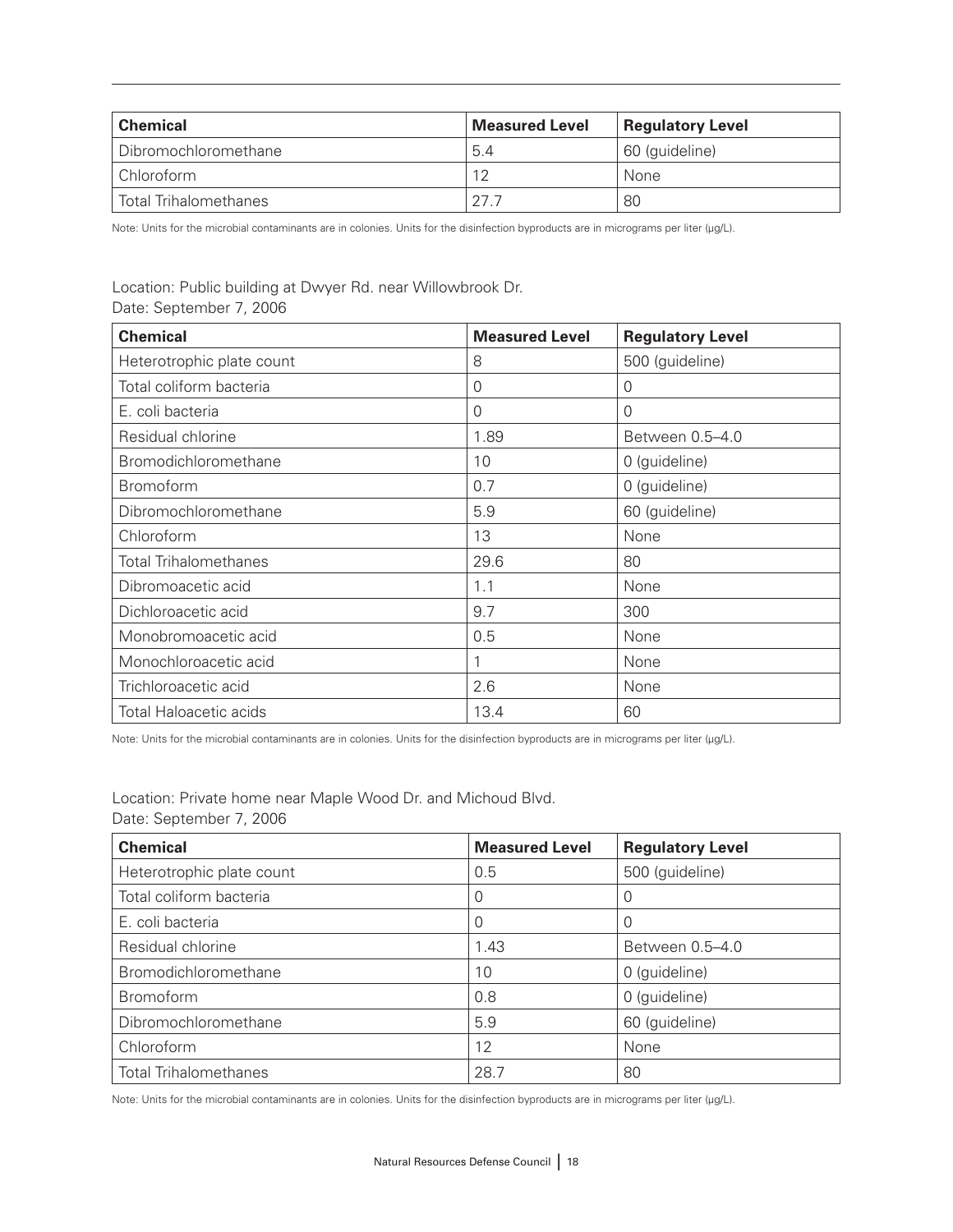| Chemical | Measured Level | Regulatory Level |
| --- | --- | --- |
| Dibromochloromethane | 5.4 | 60 (guideline) |
| Chloroform | 12 | None |
| Total Trihalomethanes | 27.7 | 80 |

Note: Units for the microbial contaminants are in colonies. Units for the disinfection byproducts are in micrograms per liter (µg/L).

Location: Public building at Dwyer Rd. near Willowbrook Dr.
Date: September 7, 2006

| Chemical | Measured Level | Regulatory Level |
| --- | --- | --- |
| Heterotrophic plate count | 8 | 500 (guideline) |
| Total coliform bacteria | 0 | 0 |
| E. coli bacteria | 0 | 0 |
| Residual chlorine | 1.89 | Between 0.5–4.0 |
| Bromodichloromethane | 10 | 0 (guideline) |
| Bromoform | 0.7 | 0 (guideline) |
| Dibromochloromethane | 5.9 | 60 (guideline) |
| Chloroform | 13 | None |
| Total Trihalomethanes | 29.6 | 80 |
| Dibromoacetic acid | 1.1 | None |
| Dichloroacetic acid | 9.7 | 300 |
| Monobromoacetic acid | 0.5 | None |
| Monochloroacetic acid | 1 | None |
| Trichloroacetic acid | 2.6 | None |
| Total Haloacetic acids | 13.4 | 60 |

Note: Units for the microbial contaminants are in colonies. Units for the disinfection byproducts are in micrograms per liter (µg/L).

Location: Private home near Maple Wood Dr. and Michoud Blvd.
Date: September 7, 2006

| Chemical | Measured Level | Regulatory Level |
| --- | --- | --- |
| Heterotrophic plate count | 0.5 | 500 (guideline) |
| Total coliform bacteria | 0 | 0 |
| E. coli bacteria | 0 | 0 |
| Residual chlorine | 1.43 | Between 0.5–4.0 |
| Bromodichloromethane | 10 | 0 (guideline) |
| Bromoform | 0.8 | 0 (guideline) |
| Dibromochloromethane | 5.9 | 60 (guideline) |
| Chloroform | 12 | None |
| Total Trihalomethanes | 28.7 | 80 |

Note: Units for the microbial contaminants are in colonies. Units for the disinfection byproducts are in micrograms per liter (µg/L).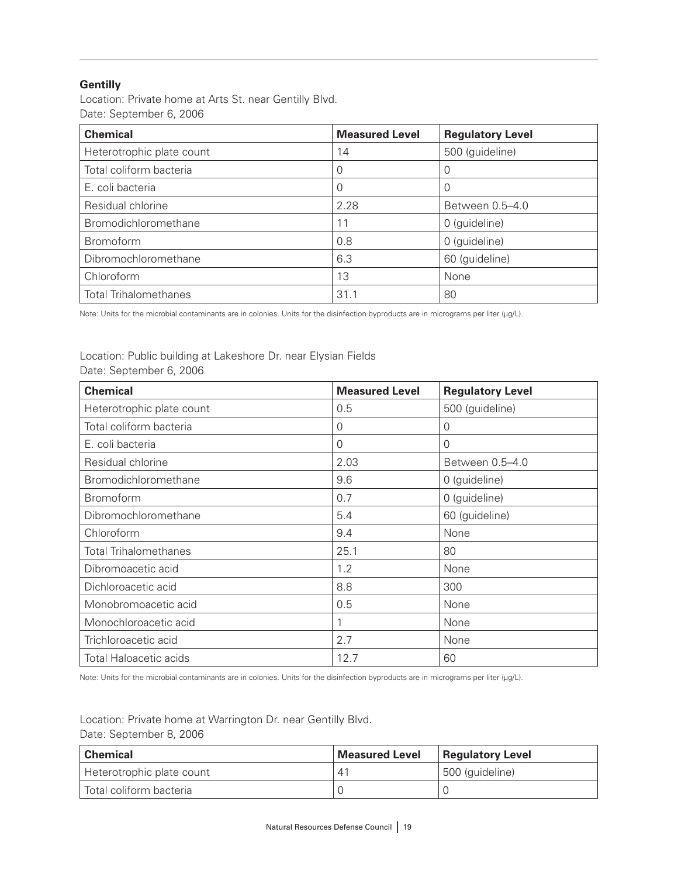**Gentilly**

Location: Private home at Arts St. near Gentilly Blvd.
Date: September 6, 2006

| Chemical | Measured Level | Regulatory Level |
|---|---|---|
| Heterotrophic plate count | 14 | 500 (guideline) |
| Total coliform bacteria | 0 | 0 |
| E. coli bacteria | 0 | 0 |
| Residual chlorine | 2.28 | Between 0.5–4.0 |
| Bromodichloromethane | 11 | 0 (guideline) |
| Bromoform | 0.8 | 0 (guideline) |
| Dibromochloromethane | 6.3 | 60 (guideline) |
| Chloroform | 13 | None |
| Total Trihalomethanes | 31.1 | 80 |

Note: Units for the microbial contaminants are in colonies. Units for the disinfection byproducts are in micrograms per liter (μg/L).

Location: Public building at Lakeshore Dr. near Elysian Fields
Date: September 6, 2006

| Chemical | Measured Level | Regulatory Level |
|---|---|---|
| Heterotrophic plate count | 0.5 | 500 (guideline) |
| Total coliform bacteria | 0 | 0 |
| E. coli bacteria | 0 | 0 |
| Residual chlorine | 2.03 | Between 0.5–4.0 |
| Bromodichloromethane | 9.6 | 0 (guideline) |
| Bromoform | 0.7 | 0 (guideline) |
| Dibromochloromethane | 5.4 | 60 (guideline) |
| Chloroform | 9.4 | None |
| Total Trihalomethanes | 25.1 | 80 |
| Dibromoacetic acid | 1.2 | None |
| Dichloroacetic acid | 8.8 | 300 |
| Monobromoacetic acid | 0.5 | None |
| Monochloroacetic acid | 1 | None |
| Trichloroacetic acid | 2.7 | None |
| Total Haloacetic acids | 12.7 | 60 |

Note: Units for the microbial contaminants are in colonies. Units for the disinfection byproducts are in micrograms per liter (μg/L).

Location: Private home at Warrington Dr. near Gentilly Blvd.
Date: September 8, 2006

| Chemical | Measured Level | Regulatory Level |
|---|---|---|
| Heterotrophic plate count | 41 | 500 (guideline) |
| Total coliform bacteria | 0 | 0 |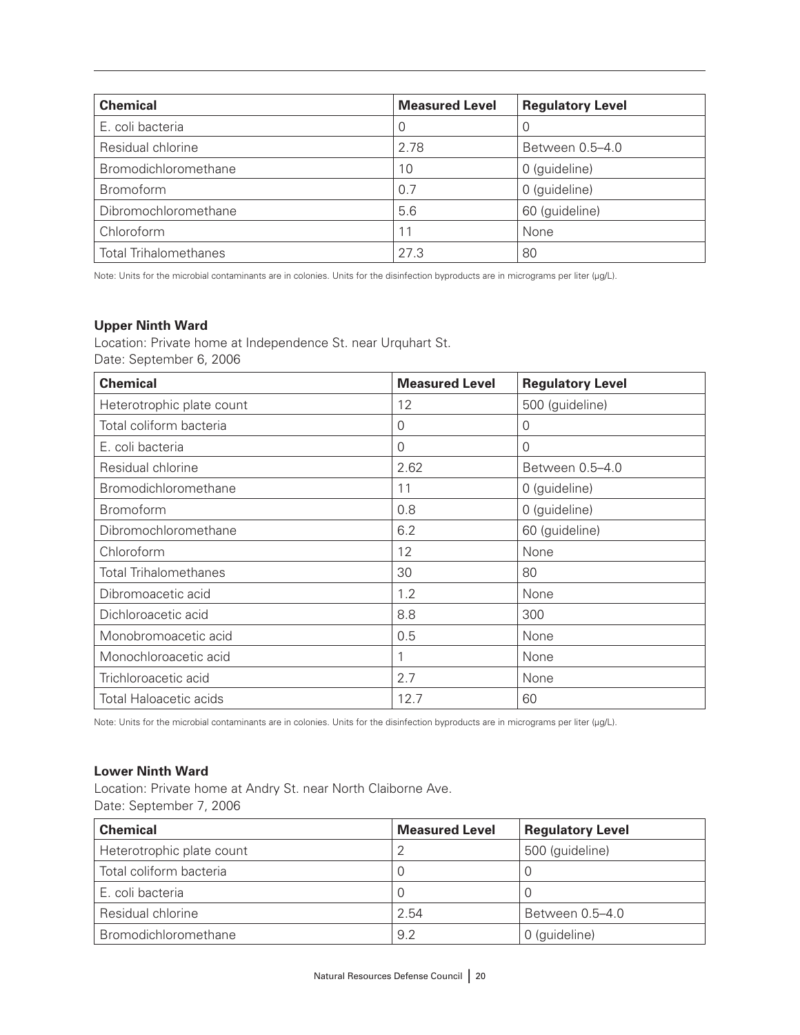| Chemical | Measured Level | Regulatory Level |
|---|---|---|
| E. coli bacteria | 0 | 0 |
| Residual chlorine | 2.78 | Between 0.5–4.0 |
| Bromodichloromethane | 10 | 0 (guideline) |
| Bromoform | 0.7 | 0 (guideline) |
| Dibromochloromethane | 5.6 | 60 (guideline) |
| Chloroform | 11 | None |
| Total Trihalomethanes | 27.3 | 80 |

Note: Units for the microbial contaminants are in colonies. Units for the disinfection byproducts are in micrograms per liter (μg/L).

**Upper Ninth Ward**

Location: Private home at Independence St. near Urquhart St.
Date: September 6, 2006

| Chemical | Measured Level | Regulatory Level |
|---|---|---|
| Heterotrophic plate count | 12 | 500 (guideline) |
| Total coliform bacteria | 0 | 0 |
| E. coli bacteria | 0 | 0 |
| Residual chlorine | 2.62 | Between 0.5–4.0 |
| Bromodichloromethane | 11 | 0 (guideline) |
| Bromoform | 0.8 | 0 (guideline) |
| Dibromochloromethane | 6.2 | 60 (guideline) |
| Chloroform | 12 | None |
| Total Trihalomethanes | 30 | 80 |
| Dibromoacetic acid | 1.2 | None |
| Dichloroacetic acid | 8.8 | 300 |
| Monobromoacetic acid | 0.5 | None |
| Monochloroacetic acid | 1 | None |
| Trichloroacetic acid | 2.7 | None |
| Total Haloacetic acids | 12.7 | 60 |

Note: Units for the microbial contaminants are in colonies. Units for the disinfection byproducts are in micrograms per liter (μg/L).

**Lower Ninth Ward**

Location: Private home at Andry St. near North Claiborne Ave.
Date: September 7, 2006

| Chemical | Measured Level | Regulatory Level |
|---|---|---|
| Heterotrophic plate count | 2 | 500 (guideline) |
| Total coliform bacteria | 0 | 0 |
| E. coli bacteria | 0 | 0 |
| Residual chlorine | 2.54 | Between 0.5–4.0 |
| Bromodichloromethane | 9.2 | 0 (guideline) |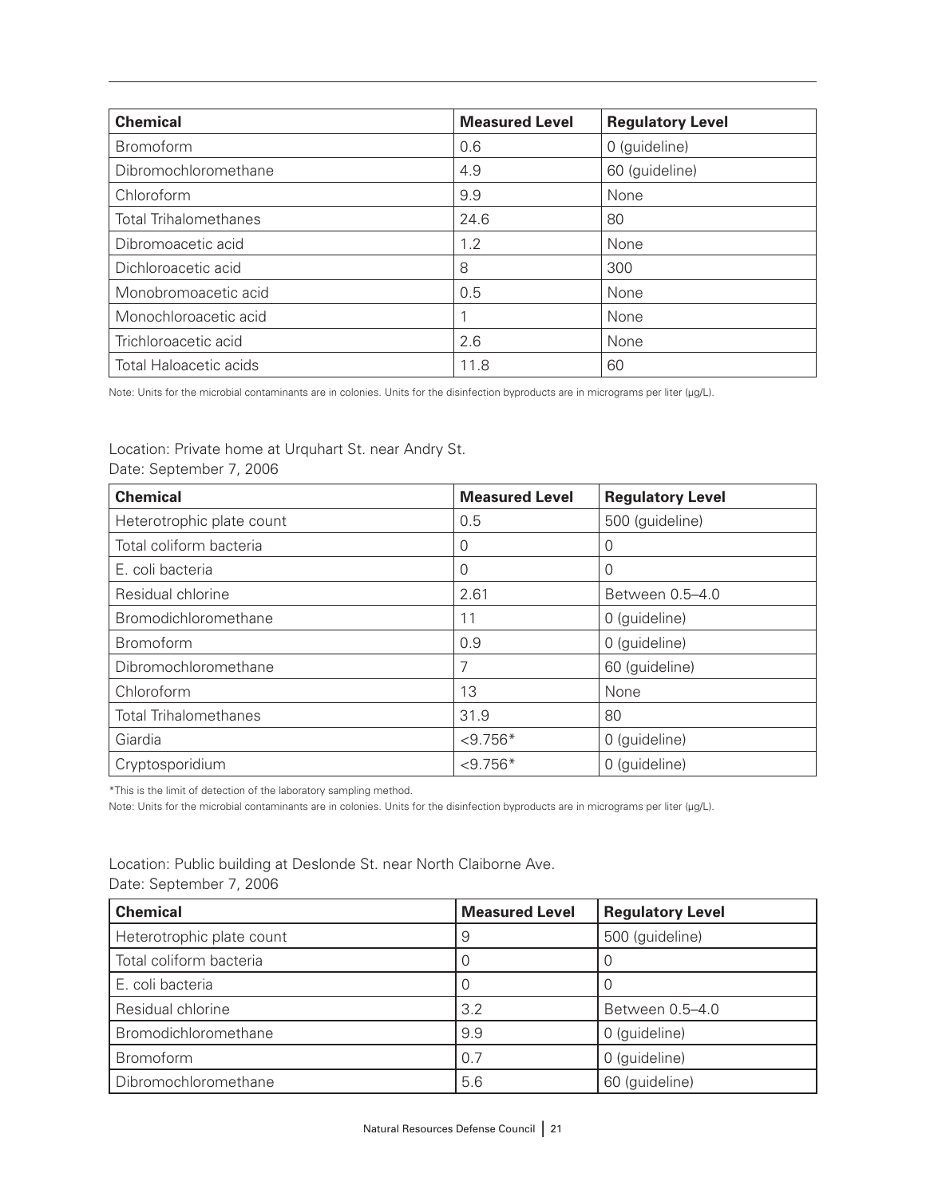| Chemical | Measured Level | Regulatory Level |
| --- | --- | --- |
| Bromoform | 0.6 | 0 (guideline) |
| Dibromochloromethane | 4.9 | 60 (guideline) |
| Chloroform | 9.9 | None |
| Total Trihalomethanes | 24.6 | 80 |
| Dibromoacetic acid | 1.2 | None |
| Dichloroacetic acid | 8 | 300 |
| Monobromoacetic acid | 0.5 | None |
| Monochloroacetic acid | 1 | None |
| Trichloroacetic acid | 2.6 | None |
| Total Haloacetic acids | 11.8 | 60 |

Note: Units for the microbial contaminants are in colonies. Units for the disinfection byproducts are in micrograms per liter (μg/L).

Location: Private home at Urquhart St. near Andry St.
Date: September 7, 2006

| Chemical | Measured Level | Regulatory Level |
| --- | --- | --- |
| Heterotrophic plate count | 0.5 | 500 (guideline) |
| Total coliform bacteria | 0 | 0 |
| E. coli bacteria | 0 | 0 |
| Residual chlorine | 2.61 | Between 0.5–4.0 |
| Bromodichloromethane | 11 | 0 (guideline) |
| Bromoform | 0.9 | 0 (guideline) |
| Dibromochloromethane | 7 | 60 (guideline) |
| Chloroform | 13 | None |
| Total Trihalomethanes | 31.9 | 80 |
| Giardia | <9.756* | 0 (guideline) |
| Cryptosporidium | <9.756* | 0 (guideline) |

*This is the limit of detection of the laboratory sampling method.

Note: Units for the microbial contaminants are in colonies. Units for the disinfection byproducts are in micrograms per liter (μg/L).

Location: Public building at Deslonde St. near North Claiborne Ave.
Date: September 7, 2006

| Chemical | Measured Level | Regulatory Level |
| --- | --- | --- |
| Heterotrophic plate count | 9 | 500 (guideline) |
| Total coliform bacteria | 0 | 0 |
| E. coli bacteria | 0 | 0 |
| Residual chlorine | 3.2 | Between 0.5–4.0 |
| Bromodichloromethane | 9.9 | 0 (guideline) |
| Bromoform | 0.7 | 0 (guideline) |
| Dibromochloromethane | 5.6 | 60 (guideline) |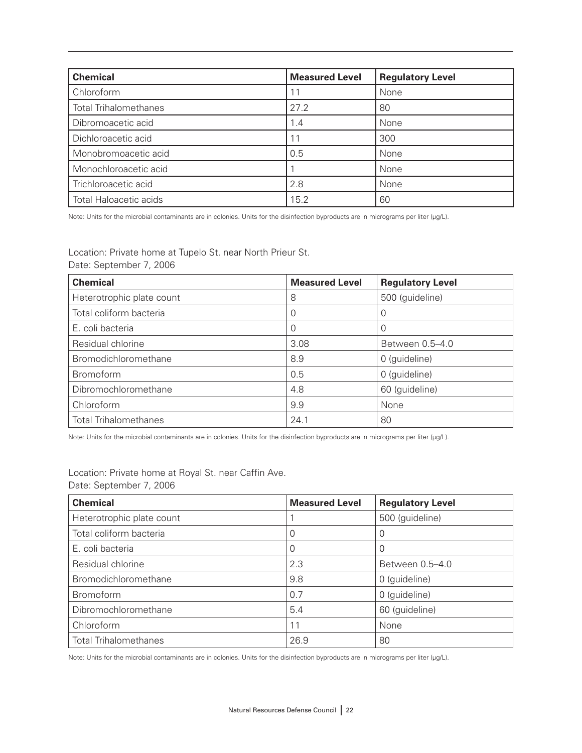| Chemical | Measured Level | Regulatory Level |
|---|---|---|
| Chloroform | 11 | None |
| Total Trihalomethanes | 27.2 | 80 |
| Dibromoacetic acid | 1.4 | None |
| Dichloroacetic acid | 11 | 300 |
| Monobromoacetic acid | 0.5 | None |
| Monochloroacetic acid | 1 | None |
| Trichloroacetic acid | 2.8 | None |
| Total Haloacetic acids | 15.2 | 60 |

Note: Units for the microbial contaminants are in colonies. Units for the disinfection byproducts are in micrograms per liter (μg/L).

Location: Private home at Tupelo St. near North Prieur St.
Date: September 7, 2006

| Chemical | Measured Level | Regulatory Level |
|---|---|---|
| Heterotrophic plate count | 8 | 500 (guideline) |
| Total coliform bacteria | 0 | 0 |
| E. coli bacteria | 0 | 0 |
| Residual chlorine | 3.08 | Between 0.5–4.0 |
| Bromodichloromethane | 8.9 | 0 (guideline) |
| Bromoform | 0.5 | 0 (guideline) |
| Dibromochloromethane | 4.8 | 60 (guideline) |
| Chloroform | 9.9 | None |
| Total Trihalomethanes | 24.1 | 80 |

Note: Units for the microbial contaminants are in colonies. Units for the disinfection byproducts are in micrograms per liter (μg/L).

Location: Private home at Royal St. near Caffin Ave.
Date: September 7, 2006

| Chemical | Measured Level | Regulatory Level |
|---|---|---|
| Heterotrophic plate count | 1 | 500 (guideline) |
| Total coliform bacteria | 0 | 0 |
| E. coli bacteria | 0 | 0 |
| Residual chlorine | 2.3 | Between 0.5–4.0 |
| Bromodichloromethane | 9.8 | 0 (guideline) |
| Bromoform | 0.7 | 0 (guideline) |
| Dibromochloromethane | 5.4 | 60 (guideline) |
| Chloroform | 11 | None |
| Total Trihalomethanes | 26.9 | 80 |

Note: Units for the microbial contaminants are in colonies. Units for the disinfection byproducts are in micrograms per liter (μg/L).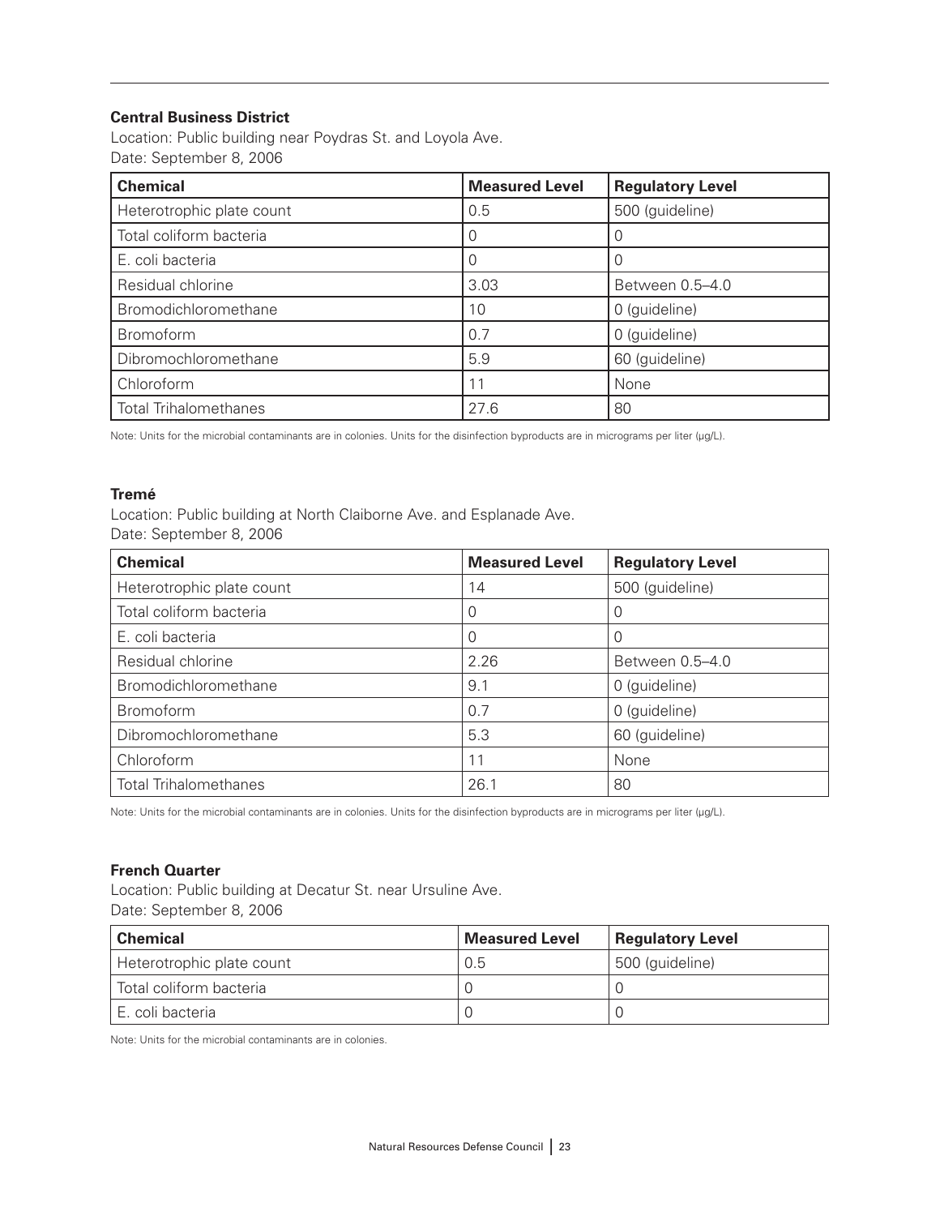**Central Business District**

Location: Public building near Poydras St. and Loyola Ave.
Date: September 8, 2006

| Chemical | Measured Level | Regulatory Level |
|---|---|---|
| Heterotrophic plate count | 0.5 | 500 (guideline) |
| Total coliform bacteria | 0 | 0 |
| E. coli bacteria | 0 | 0 |
| Residual chlorine | 3.03 | Between 0.5–4.0 |
| Bromodichloromethane | 10 | 0 (guideline) |
| Bromoform | 0.7 | 0 (guideline) |
| Dibromochloromethane | 5.9 | 60 (guideline) |
| Chloroform | 11 | None |
| Total Trihalomethanes | 27.6 | 80 |

Note: Units for the microbial contaminants are in colonies. Units for the disinfection byproducts are in micrograms per liter (μg/L).

**Tremé**

Location: Public building at North Claiborne Ave. and Esplanade Ave.
Date: September 8, 2006

| Chemical | Measured Level | Regulatory Level |
|---|---|---|
| Heterotrophic plate count | 14 | 500 (guideline) |
| Total coliform bacteria | 0 | 0 |
| E. coli bacteria | 0 | 0 |
| Residual chlorine | 2.26 | Between 0.5–4.0 |
| Bromodichloromethane | 9.1 | 0 (guideline) |
| Bromoform | 0.7 | 0 (guideline) |
| Dibromochloromethane | 5.3 | 60 (guideline) |
| Chloroform | 11 | None |
| Total Trihalomethanes | 26.1 | 80 |

Note: Units for the microbial contaminants are in colonies. Units for the disinfection byproducts are in micrograms per liter (μg/L).

**French Quarter**

Location: Public building at Decatur St. near Ursuline Ave.
Date: September 8, 2006

| Chemical | Measured Level | Regulatory Level |
|---|---|---|
| Heterotrophic plate count | 0.5 | 500 (guideline) |
| Total coliform bacteria | 0 | 0 |
| E. coli bacteria | 0 | 0 |

Note: Units for the microbial contaminants are in colonies.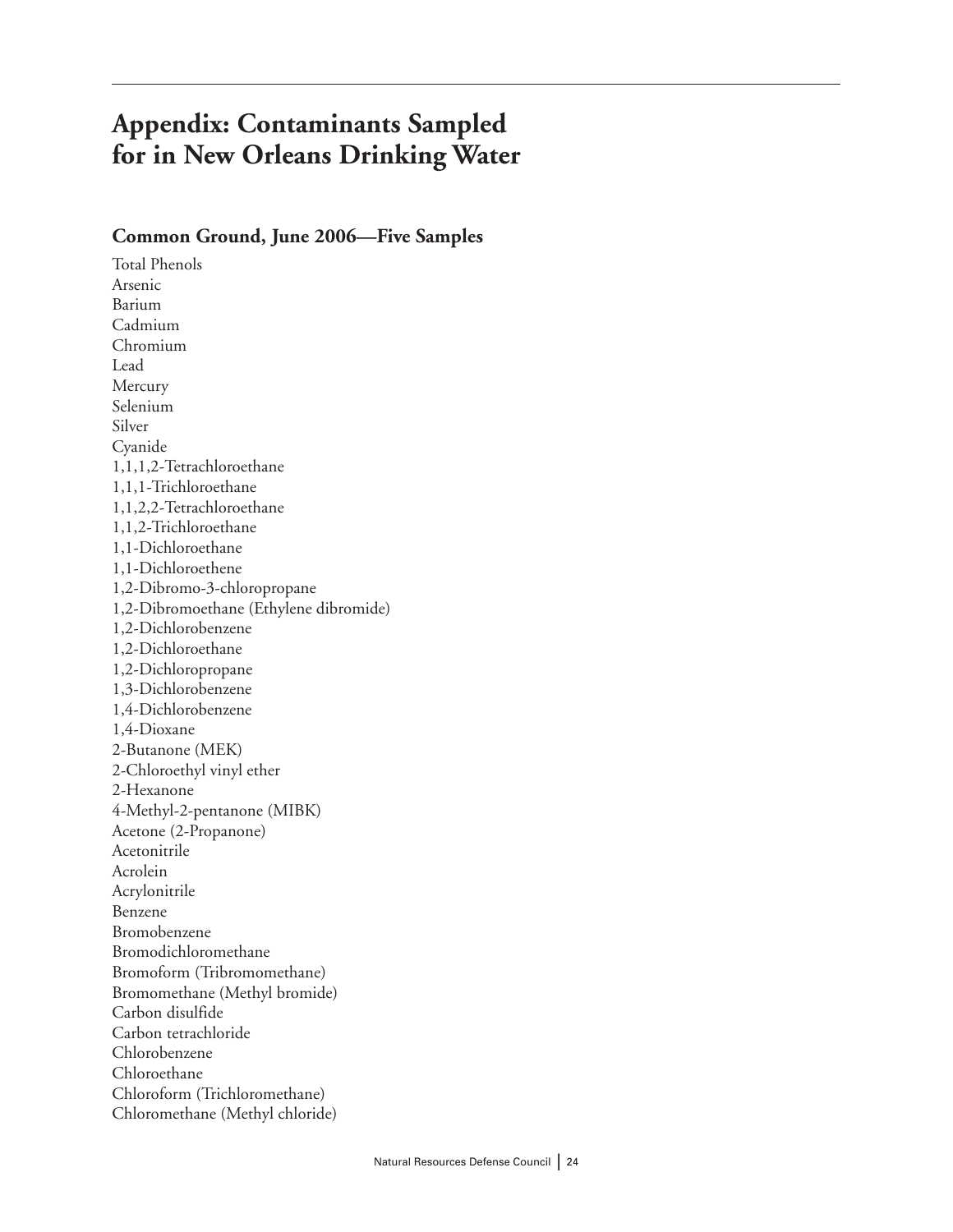# Appendix: Contaminants Sampled for in New Orleans Drinking Water

## Common Ground, June 2006—Five Samples

Total Phenols
Arsenic
Barium
Cadmium
Chromium
Lead
Mercury
Selenium
Silver
Cyanide
1,1,1,2-Tetrachloroethane
1,1,1-Trichloroethane
1,1,2,2-Tetrachloroethane
1,1,2-Trichloroethane
1,1-Dichloroethane
1,1-Dichloroethene
1,2-Dibromo-3-chloropropane
1,2-Dibromoethane (Ethylene dibromide)
1,2-Dichlorobenzene
1,2-Dichloroethane
1,2-Dichloropropane
1,3-Dichlorobenzene
1,4-Dichlorobenzene
1,4-Dioxane
2-Butanone (MEK)
2-Chloroethyl vinyl ether
2-Hexanone
4-Methyl-2-pentanone (MIBK)
Acetone (2-Propanone)
Acetonitrile
Acrolein
Acrylonitrile
Benzene
Bromobenzene
Bromodichloromethane
Bromoform (Tribromomethane)
Bromomethane (Methyl bromide)
Carbon disulfide
Carbon tetrachloride
Chlorobenzene
Chloroethane
Chloroform (Trichloromethane)
Chloromethane (Methyl chloride)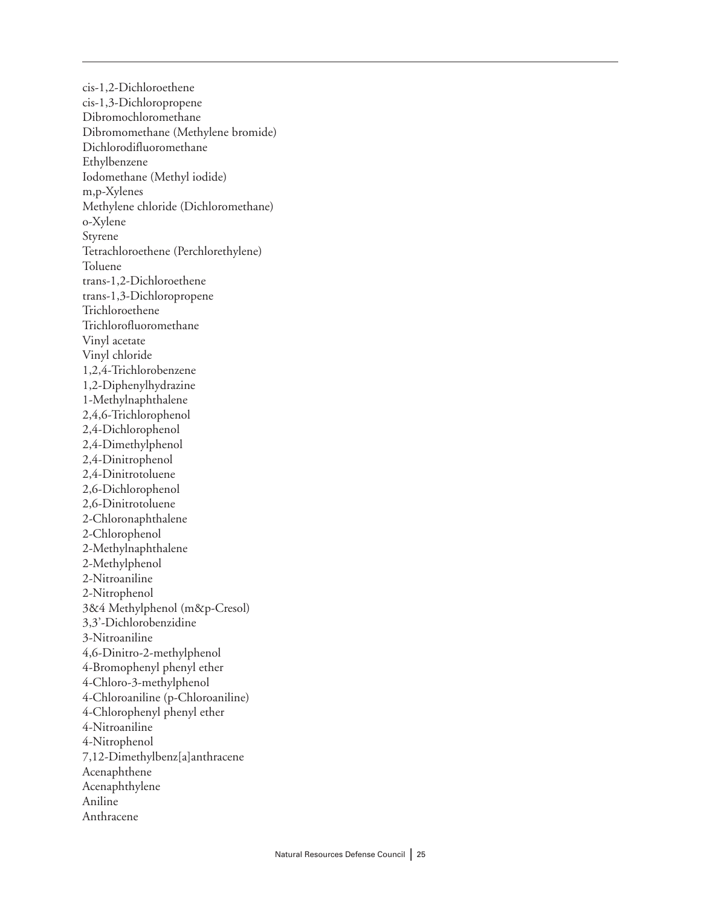cis-1,2-Dichloroethene
cis-1,3-Dichloropropene
Dibromochloromethane
Dibromomethane (Methylene bromide)
Dichlorodifluoromethane
Ethylbenzene
Iodomethane (Methyl iodide)
m,p-Xylenes
Methylene chloride (Dichloromethane)
o-Xylene
Styrene
Tetrachloroethene (Perchlorethylene)
Toluene
trans-1,2-Dichloroethene
trans-1,3-Dichloropropene
Trichloroethene
Trichlorofluoromethane
Vinyl acetate
Vinyl chloride
1,2,4-Trichlorobenzene
1,2-Diphenylhydrazine
1-Methylnaphthalene
2,4,6-Trichlorophenol
2,4-Dichlorophenol
2,4-Dimethylphenol
2,4-Dinitrophenol
2,4-Dinitrotoluene
2,6-Dichlorophenol
2,6-Dinitrotoluene
2-Chloronaphthalene
2-Chlorophenol
2-Methylnaphthalene
2-Methylphenol
2-Nitroaniline
2-Nitrophenol
3&4 Methylphenol (m&p-Cresol)
3,3'-Dichlorobenzidine
3-Nitroaniline
4,6-Dinitro-2-methylphenol
4-Bromophenyl phenyl ether
4-Chloro-3-methylphenol
4-Chloroaniline (p-Chloroaniline)
4-Chlorophenyl phenyl ether
4-Nitroaniline
4-Nitrophenol
7,12-Dimethylbenz[a]anthracene
Acenaphthene
Acenaphthylene
Aniline
Anthracene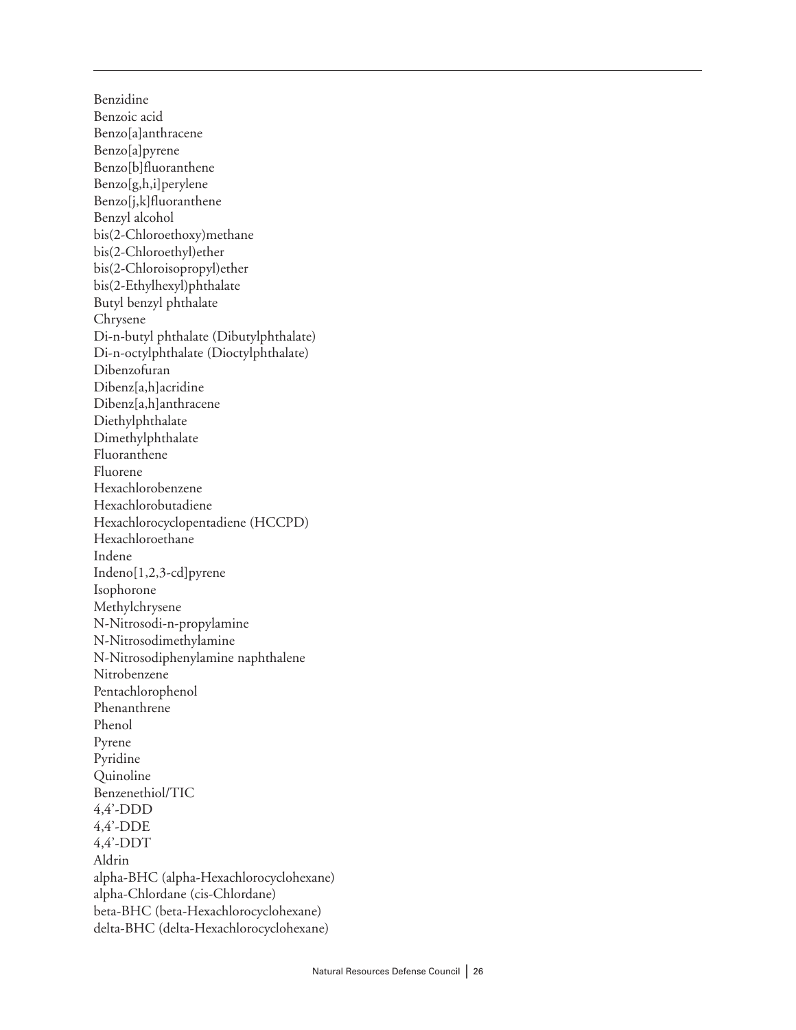Benzidine
Benzoic acid
Benzo[a]anthracene
Benzo[a]pyrene
Benzo[b]fluoranthene
Benzo[g,h,i]perylene
Benzo[j,k]fluoranthene
Benzyl alcohol
bis(2-Chloroethoxy)methane
bis(2-Chloroethyl)ether
bis(2-Chloroisopropyl)ether
bis(2-Ethylhexyl)phthalate
Butyl benzyl phthalate
Chrysene
Di-n-butyl phthalate (Dibutylphthalate)
Di-n-octylphthalate (Dioctylphthalate)
Dibenzofuran
Dibenz[a,h]acridine
Dibenz[a,h]anthracene
Diethylphthalate
Dimethylphthalate
Fluoranthene
Fluorene
Hexachlorobenzene
Hexachlorobutadiene
Hexachlorocyclopentadiene (HCCPD)
Hexachloroethane
Indene
Indeno[1,2,3-cd]pyrene
Isophorone
Methylchrysene
N-Nitrosodi-n-propylamine
N-Nitrosodimethylamine
N-Nitrosodiphenylamine naphthalene
Nitrobenzene
Pentachlorophenol
Phenanthrene
Phenol
Pyrene
Pyridine
Quinoline
Benzenethiol/TIC
4,4'-DDD
4,4'-DDE
4,4'-DDT
Aldrin
alpha-BHC (alpha-Hexachlorocyclohexane)
alpha-Chlordane (cis-Chlordane)
beta-BHC (beta-Hexachlorocyclohexane)
delta-BHC (delta-Hexachlorocyclohexane)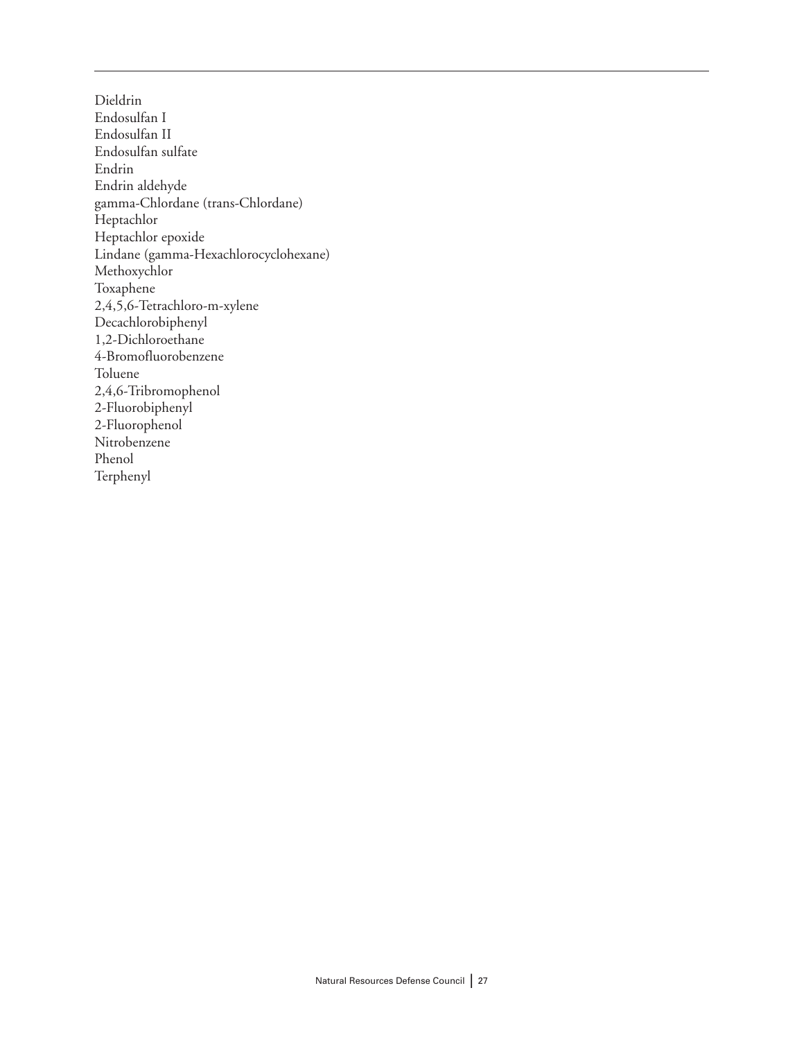Dieldrin
Endosulfan I
Endosulfan II
Endosulfan sulfate
Endrin
Endrin aldehyde
gamma-Chlordane (trans-Chlordane)
Heptachlor
Heptachlor epoxide
Lindane (gamma-Hexachlorocyclohexane)
Methoxychlor
Toxaphene
2,4,5,6-Tetrachloro-m-xylene
Decachlorobiphenyl
1,2-Dichloroethane
4-Bromofluorobenzene
Toluene
2,4,6-Tribromophenol
2-Fluorobiphenyl
2-Fluorophenol
Nitrobenzene
Phenol
Terphenyl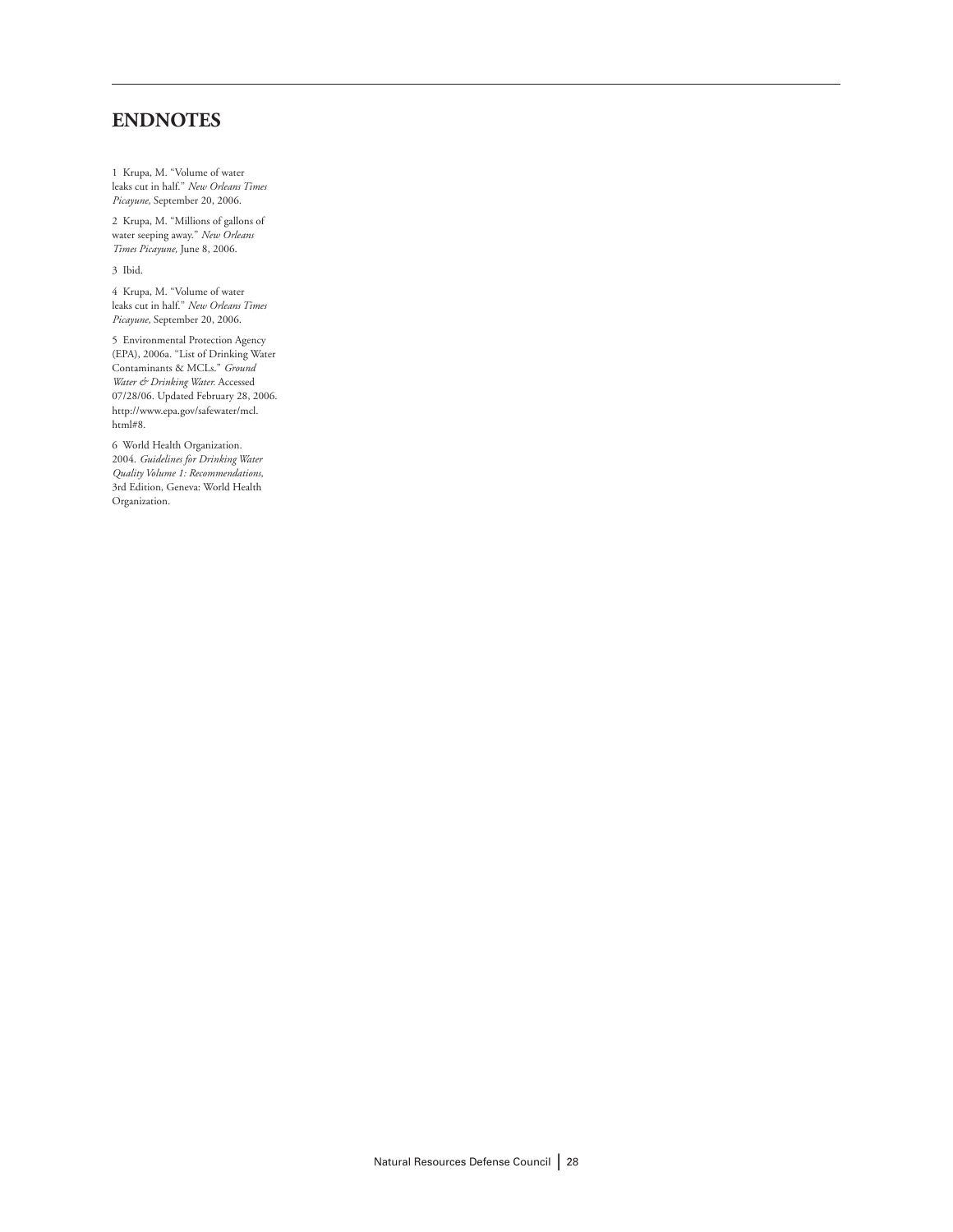# ENDNOTES

1 Krupa, M. "Volume of water leaks cut in half." *New Orleans Times Picayune,* September 20, 2006.

2 Krupa, M. "Millions of gallons of water seeping away." *New Orleans Times Picayune,* June 8, 2006.

3 Ibid.

4 Krupa, M. "Volume of water leaks cut in half." *New Orleans Times Picayune,* September 20, 2006.

5 Environmental Protection Agency (EPA), 2006a. "List of Drinking Water Contaminants & MCLs." *Ground Water & Drinking Water.* Accessed 07/28/06. Updated February 28, 2006. http://www.epa.gov/safewater/mcl.html#8.

6 World Health Organization. 2004. *Guidelines for Drinking Water Quality Volume 1: Recommendations,* 3rd Edition, Geneva: World Health Organization.